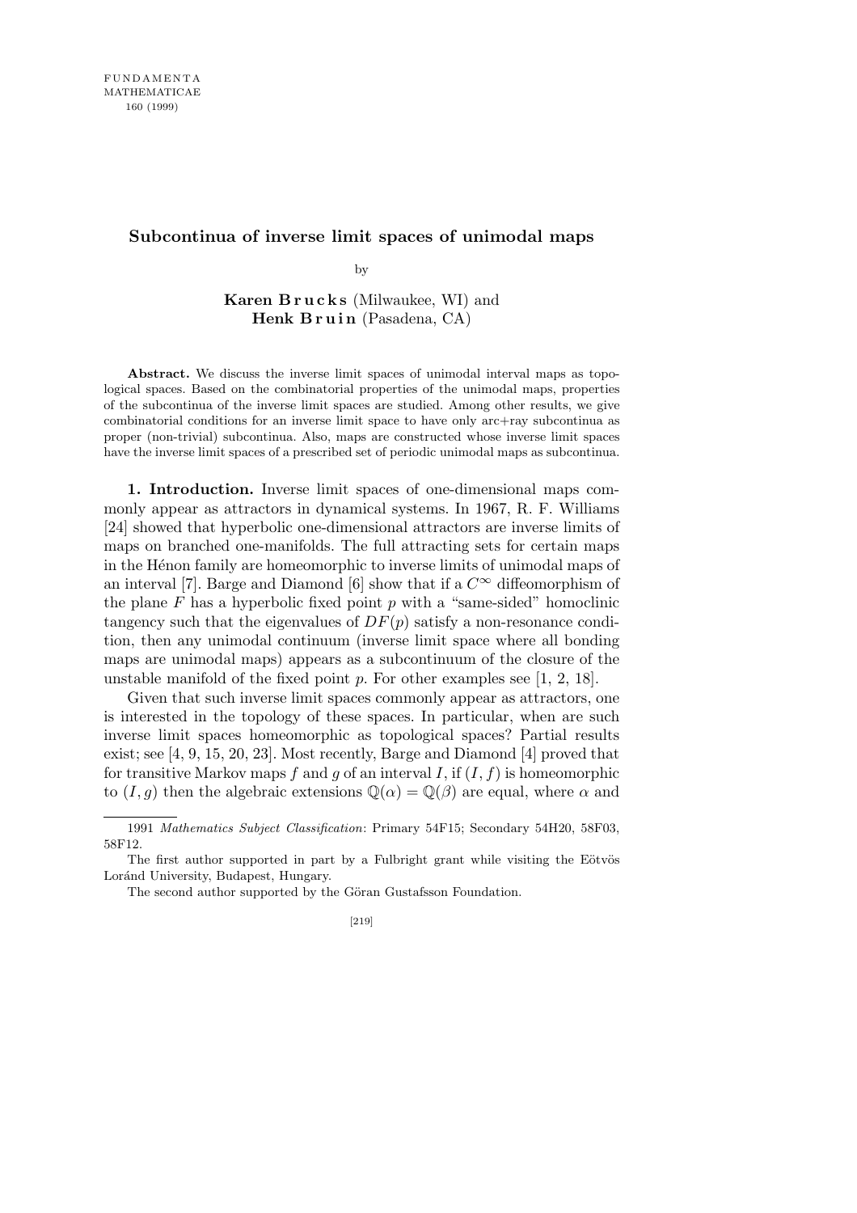# Subcontinua of inverse limit spaces of unimodal maps

by

**Karen Brucks** (Milwaukee, WI) and **Henk Bruin** (Pasadena, CA)

**Abstract.** We discuss the inverse limit spaces of unimodal interval maps as topological spaces. Based on the combinatorial properties of the unimodal maps, properties of the subcontinua of the inverse limit spaces are studied. Among other results, we give combinatorial conditions for an inverse limit space to have only arc+ray subcontinua as proper (non-trivial) subcontinua. Also, maps are constructed whose inverse limit spaces have the inverse limit spaces of a prescribed set of periodic unimodal maps as subcontinua.

**1. Introduction.** Inverse limit spaces of one-dimensional maps commonly appear as attractors in dynamical systems. In 1967, R. F. Williams [24] showed that hyperbolic one-dimensional attractors are inverse limits of maps on branched one-manifolds. The full attracting sets for certain maps in the Hénon family are homeomorphic to inverse limits of unimodal maps of an interval [7]. Barge and Diamond [6] show that if a $C^\infty$ diffeomorphism of the plane $F$ has a hyperbolic fixed point $p$ with a "same-sided" homoclinic tangency such that the eigenvalues of $DF(p)$ satisfy a non-resonance condition, then any unimodal continuum (inverse limit space where all bonding maps are unimodal maps) appears as a subcontinuum of the closure of the unstable manifold of the fixed point $p$. For other examples see [1, 2, 18].

Given that such inverse limit spaces commonly appear as attractors, one is interested in the topology of these spaces. In particular, when are such inverse limit spaces homeomorphic as topological spaces? Partial results exist; see [4, 9, 15, 20, 23]. Most recently, Barge and Diamond [4] proved that for transitive Markov maps $f$ and $g$ of an interval $I$, if $(I, f)$ is homeomorphic to $(I, g)$ then the algebraic extensions $\mathbb{Q}(\alpha) = \mathbb{Q}(\beta)$ are equal, where $\alpha$ and

---

1991 *Mathematics Subject Classification*: Primary 54F15; Secondary 54H20, 58F03, 58F12.

The first author supported in part by a Fulbright grant while visiting the Eötvös Loránd University, Budapest, Hungary.

The second author supported by the Göran Gustafsson Foundation.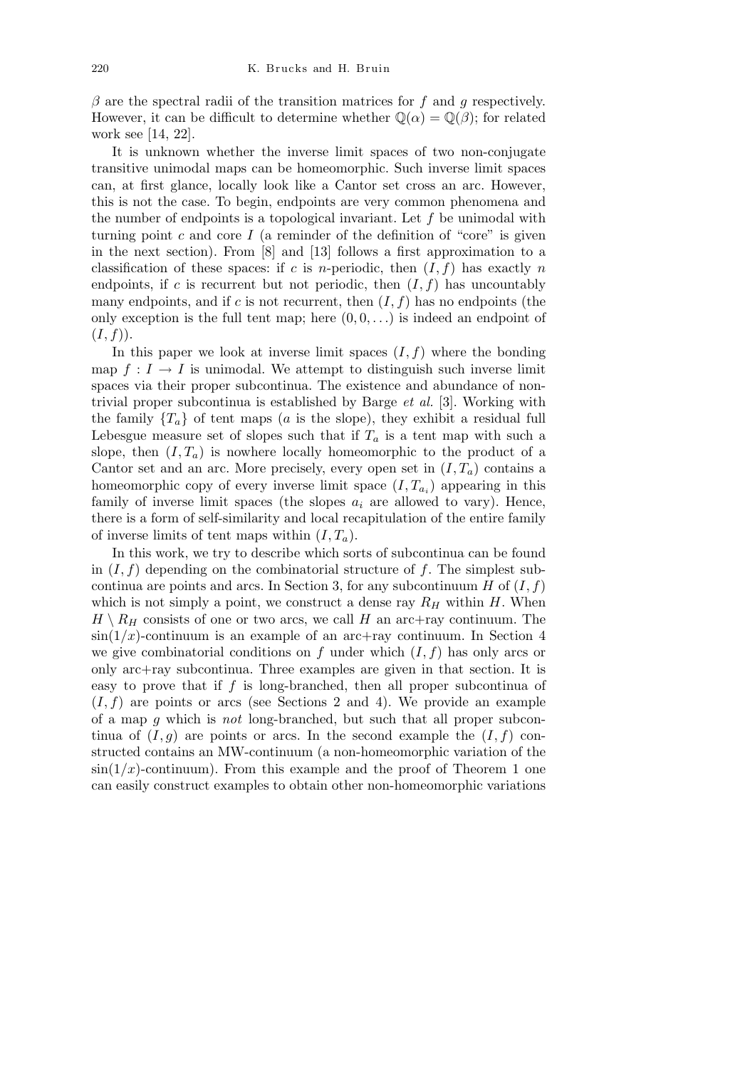$\beta$ are the spectral radii of the transition matrices for $f$ and $g$ respectively. However, it can be difficult to determine whether $\mathbb{Q}(\alpha) = \mathbb{Q}(\beta)$; for related work see [14, 22].

It is unknown whether the inverse limit spaces of two non-conjugate transitive unimodal maps can be homeomorphic. Such inverse limit spaces can, at first glance, locally look like a Cantor set cross an arc. However, this is not the case. To begin, endpoints are very common phenomena and the number of endpoints is a topological invariant. Let $f$ be unimodal with turning point $c$ and core $I$ (a reminder of the definition of "core" is given in the next section). From [8] and [13] follows a first approximation to a classification of these spaces: if $c$ is $n$-periodic, then $(I, f)$ has exactly $n$ endpoints, if $c$ is recurrent but not periodic, then $(I, f)$ has uncountably many endpoints, and if $c$ is not recurrent, then $(I, f)$ has no endpoints (the only exception is the full tent map; here $(0, 0, \ldots)$ is indeed an endpoint of $(I, f)$).

In this paper we look at inverse limit spaces $(I, f)$ where the bonding map $f : I \to I$ is unimodal. We attempt to distinguish such inverse limit spaces via their proper subcontinua. The existence and abundance of nontrivial proper subcontinua is established by Barge *et al.* [3]. Working with the family $\{T_a\}$ of tent maps ($a$ is the slope), they exhibit a residual full Lebesgue measure set of slopes such that if $T_a$ is a tent map with such a slope, then $(I, T_a)$ is nowhere locally homeomorphic to the product of a Cantor set and an arc. More precisely, every open set in $(I, T_a)$ contains a homeomorphic copy of every inverse limit space $(I, T_{a_i})$ appearing in this family of inverse limit spaces (the slopes $a_i$ are allowed to vary). Hence, there is a form of self-similarity and local recapitulation of the entire family of inverse limits of tent maps within $(I, T_a)$.

In this work, we try to describe which sorts of subcontinua can be found in $(I, f)$ depending on the combinatorial structure of $f$. The simplest subcontinua are points and arcs. In Section 3, for any subcontinuum $H$ of $(I, f)$ which is not simply a point, we construct a dense ray $R_H$ within $H$. When $H \setminus R_H$ consists of one or two arcs, we call $H$ an arc+ray continuum. The $\sin(1/x)$-continuum is an example of an arc+ray continuum. In Section 4 we give combinatorial conditions on $f$ under which $(I, f)$ has only arcs or only arc+ray subcontinua. Three examples are given in that section. It is easy to prove that if $f$ is long-branched, then all proper subcontinua of $(I, f)$ are points or arcs (see Sections 2 and 4). We provide an example of a map $g$ which is *not* long-branched, but such that all proper subcontinua of $(I, g)$ are points or arcs. In the second example the $(I, f)$ constructed contains an MW-continuum (a non-homeomorphic variation of the $\sin(1/x)$-continuum). From this example and the proof of Theorem 1 one can easily construct examples to obtain other non-homeomorphic variations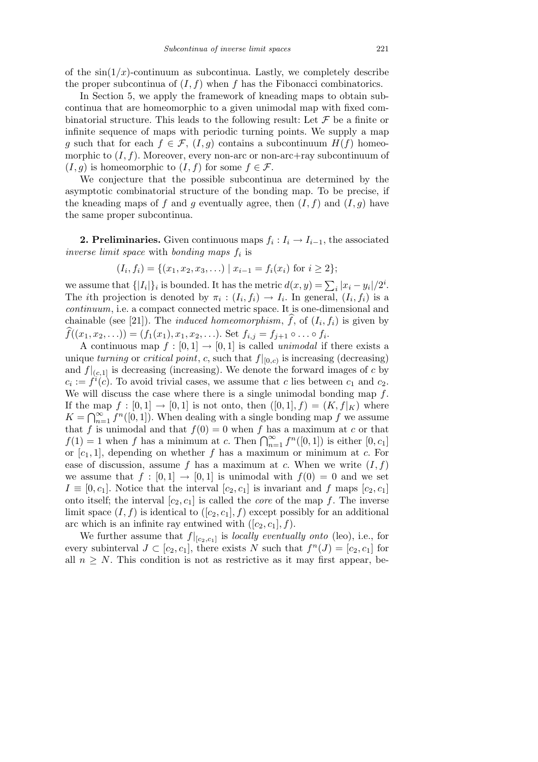of the $\sin(1/x)$-continuum as subcontinua. Lastly, we completely describe the proper subcontinua of $(I, f)$ when $f$ has the Fibonacci combinatorics.

In Section 5, we apply the framework of kneading maps to obtain subcontinua that are homeomorphic to a given unimodal map with fixed combinatorial structure. This leads to the following result: Let $\mathcal{F}$ be a finite or infinite sequence of maps with periodic turning points. We supply a map $g$ such that for each $f \in \mathcal{F}$, $(I, g)$ contains a subcontinuum $H(f)$ homeomorphic to $(I, f)$. Moreover, every non-arc or non-arc+ray subcontinuum of $(I, g)$ is homeomorphic to $(I, f)$ for some $f \in \mathcal{F}$.

We conjecture that the possible subcontinua are determined by the asymptotic combinatorial structure of the bonding map. To be precise, if the kneading maps of $f$ and $g$ eventually agree, then $(I, f)$ and $(I, g)$ have the same proper subcontinua.

**2. Preliminaries.** Given continuous maps $f_i : I_i \to I_{i-1}$, the associated *inverse limit space* with *bonding maps* $f_i$ is

$$(I_i, f_i) = \{(x_1, x_2, x_3, \ldots) \mid x_{i-1} = f_i(x_i) \text{ for } i \geq 2\};$$

we assume that $\{|I_i|\}_i$ is bounded. It has the metric $d(x, y) = \sum_i |x_i - y_i|/2^i$. The $i$th projection is denoted by $\pi_i : (I_i, f_i) \to I_i$. In general, $(I_i, f_i)$ is a *continuum*, i.e. a compact connected metric space. It is one-dimensional and chainable (see [21]). The *induced homeomorphism*, $\widehat{f}$, of $(I_i, f_i)$ is given by $\widehat{f}((x_1, x_2, \ldots)) = (f_1(x_1), x_1, x_2, \ldots)$. Set $f_{i,j} = f_{j+1} \circ \ldots \circ f_i$.

A continuous map $f : [0, 1] \to [0, 1]$ is called *unimodal* if there exists a unique *turning* or *critical point*, $c$, such that $f|_{[0,c)}$ is increasing (decreasing) and $f|_{(c,1]}$ is decreasing (increasing). We denote the forward images of $c$ by $c_i := f^i(c)$. To avoid trivial cases, we assume that $c$ lies between $c_1$ and $c_2$. We will discuss the case where there is a single unimodal bonding map $f$. If the map $f : [0, 1] \to [0, 1]$ is not onto, then $([0, 1], f) = (K, f|_K)$ where $K = \bigcap_{n=1}^{\infty} f^n([0, 1])$. When dealing with a single bonding map $f$ we assume that $f$ is unimodal and that $f(0) = 0$ when $f$ has a maximum at $c$ or that $f(1) = 1$ when $f$ has a minimum at $c$. Then $\bigcap_{n=1}^{\infty} f^n([0, 1])$ is either $[0, c_1]$ or $[c_1, 1]$, depending on whether $f$ has a maximum or minimum at $c$. For ease of discussion, assume $f$ has a maximum at $c$. When we write $(I, f)$ we assume that $f : [0, 1] \to [0, 1]$ is unimodal with $f(0) = 0$ and we set $I \equiv [0, c_1]$. Notice that the interval $[c_2, c_1]$ is invariant and $f$ maps $[c_2, c_1]$ onto itself; the interval $[c_2, c_1]$ is called the *core* of the map $f$. The inverse limit space $(I, f)$ is identical to $([c_2, c_1], f)$ except possibly for an additional arc which is an infinite ray entwined with $([c_2, c_1], f)$.

We further assume that $f|_{[c_2,c_1]}$ is *locally eventually onto* (leo), i.e., for every subinterval $J \subset [c_2, c_1]$, there exists $N$ such that $f^n(J) = [c_2, c_1]$ for all $n \geq N$. This condition is not as restrictive as it may first appear, be-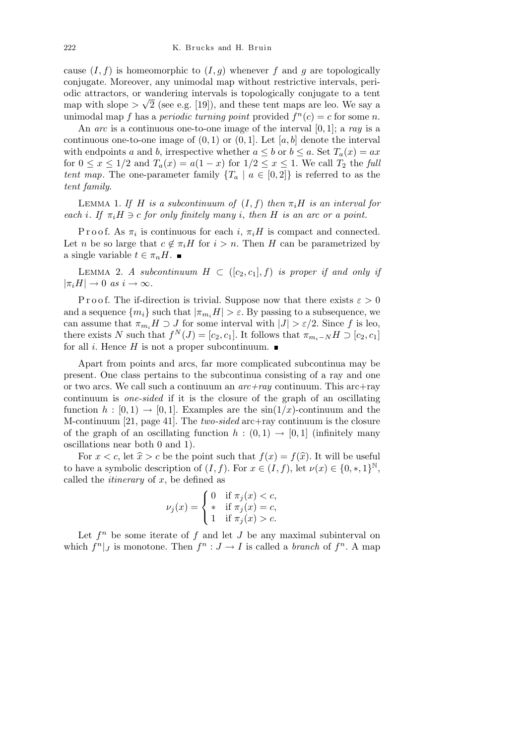cause $(I, f)$ is homeomorphic to $(I, g)$ whenever $f$ and $g$ are topologically conjugate. Moreover, any unimodal map without restrictive intervals, periodic attractors, or wandering intervals is topologically conjugate to a tent map with slope $> \sqrt{2}$ (see e.g. [19]), and these tent maps are leo. We say a unimodal map $f$ has a *periodic turning point* provided $f^n(c) = c$ for some $n$.

An *arc* is a continuous one-to-one image of the interval $[0, 1]$; a *ray* is a continuous one-to-one image of $(0, 1)$ or $(0, 1]$. Let $[a, b]$ denote the interval with endpoints $a$ and $b$, irrespective whether $a \le b$ or $b \le a$. Set $T_a(x) = ax$ for $0 \le x \le 1/2$ and $T_a(x) = a(1 - x)$ for $1/2 \le x \le 1$. We call $T_2$ the *full tent map*. The one-parameter family $\{T_a \mid a \in [0, 2]\}$ is referred to as the *tent family*.

Lemma 1. *If $H$ is a subcontinuum of $(I, f)$ then $\pi_i H$ is an interval for each $i$. If $\pi_i H \ni c$ for only finitely many $i$, then $H$ is an arc or a point.*

Proof. As $\pi_i$ is continuous for each $i$, $\pi_i H$ is compact and connected. Let $n$ be so large that $c \notin \pi_i H$ for $i > n$. Then $H$ can be parametrized by a single variable $t \in \pi_n H$. ∎

Lemma 2. *A subcontinuum $H \subset ([c_2, c_1], f)$ is proper if and only if $|\pi_i H| \to 0$ as $i \to \infty$.*

Proof. The if-direction is trivial. Suppose now that there exists $\varepsilon > 0$ and a sequence $\{m_i\}$ such that $|\pi_{m_i} H| > \varepsilon$. By passing to a subsequence, we can assume that $\pi_{m_i} H \supset J$ for some interval with $|J| > \varepsilon/2$. Since $f$ is leo, there exists $N$ such that $f^N(J) = [c_2, c_1]$. It follows that $\pi_{m_i - N} H \supset [c_2, c_1]$ for all $i$. Hence $H$ is not a proper subcontinuum. ∎

Apart from points and arcs, far more complicated subcontinua may be present. One class pertains to the subcontinua consisting of a ray and one or two arcs. We call such a continuum an *arc+ray* continuum. This arc+ray continuum is *one-sided* if it is the closure of the graph of an oscillating function $h : [0, 1) \to [0, 1]$. Examples are the $\sin(1/x)$-continuum and the M-continuum [21, page 41]. The *two-sided* arc+ray continuum is the closure of the graph of an oscillating function $h : (0, 1) \to [0, 1]$ (infinitely many oscillations near both 0 and 1).

For $x < c$, let $\widehat{x} > c$ be the point such that $f(x) = f(\widehat{x})$. It will be useful to have a symbolic description of $(I, f)$. For $x \in (I, f)$, let $\nu(x) \in \{0, *, 1\}^{\mathbb{N}}$, called the *itinerary* of $x$, be defined as

$$\nu_j(x) = \begin{cases} 0 & \text{if } \pi_j(x) < c, \\ * & \text{if } \pi_j(x) = c, \\ 1 & \text{if } \pi_j(x) > c. \end{cases}$$

Let $f^n$ be some iterate of $f$ and let $J$ be any maximal subinterval on which $f^n|_J$ is monotone. Then $f^n : J \to I$ is called a *branch* of $f^n$. A map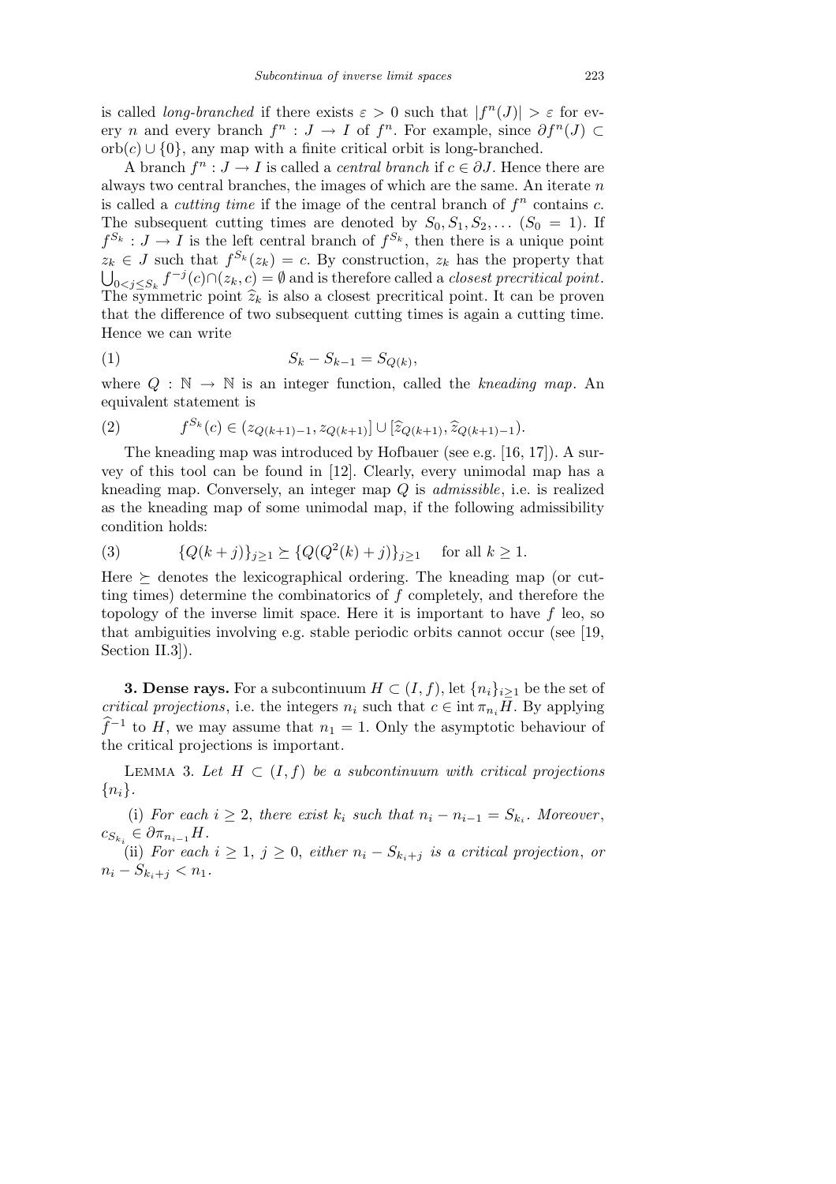is called *long-branched* if there exists $\varepsilon > 0$ such that $|f^n(J)| > \varepsilon$ for every $n$ and every branch $f^n : J \to I$ of $f^n$. For example, since $\partial f^n(J) \subset \text{orb}(c) \cup \{0\}$, any map with a finite critical orbit is long-branched.

A branch $f^n : J \to I$ is called a *central branch* if $c \in \partial J$. Hence there are always two central branches, the images of which are the same. An iterate $n$ is called a *cutting time* if the image of the central branch of $f^n$ contains $c$. The subsequent cutting times are denoted by $S_0, S_1, S_2, \ldots$ ($S_0 = 1$). If $f^{S_k} : J \to I$ is the left central branch of $f^{S_k}$, then there is a unique point $z_k \in J$ such that $f^{S_k}(z_k) = c$. By construction, $z_k$ has the property that $\bigcup_{0<j\leq S_k} f^{-j}(c) \cap (z_k, c) = \emptyset$ and is therefore called a *closest precritical point*. The symmetric point $\widehat{z}_k$ is also a closest precritical point. It can be proven that the difference of two subsequent cutting times is again a cutting time. Hence we can write

$$S_k - S_{k-1} = S_{Q(k)}, \tag{1}$$

where $Q : \mathbb{N} \to \mathbb{N}$ is an integer function, called the *kneading map*. An equivalent statement is

$$f^{S_k}(c) \in (z_{Q(k+1)-1}, z_{Q(k+1)}] \cup [\widehat{z}_{Q(k+1)}, \widehat{z}_{Q(k+1)-1}). \tag{2}$$

The kneading map was introduced by Hofbauer (see e.g. [16, 17]). A survey of this tool can be found in [12]. Clearly, every unimodal map has a kneading map. Conversely, an integer map $Q$ is *admissible*, i.e. is realized as the kneading map of some unimodal map, if the following admissibility condition holds:

$$\{Q(k+j)\}_{j\geq 1} \succeq \{Q(Q^2(k)+j)\}_{j\geq 1} \quad \text{for all } k \geq 1. \tag{3}$$

Here $\succeq$ denotes the lexicographical ordering. The kneading map (or cutting times) determine the combinatorics of $f$ completely, and therefore the topology of the inverse limit space. Here it is important to have $f$ leo, so that ambiguities involving e.g. stable periodic orbits cannot occur (see [19, Section II.3]).

**3. Dense rays.** For a subcontinuum $H \subset (I, f)$, let $\{n_i\}_{i\geq 1}$ be the set of *critical projections*, i.e. the integers $n_i$ such that $c \in \text{int}\, \pi_{n_i} H$. By applying $\widehat{f}^{-1}$ to $H$, we may assume that $n_1 = 1$. Only the asymptotic behaviour of the critical projections is important.

Lemma 3. *Let $H \subset (I, f)$ be a subcontinuum with critical projections $\{n_i\}$.*

(i) *For each $i \geq 2$, there exist $k_i$ such that $n_i - n_{i-1} = S_{k_i}$. Moreover, $c_{S_{k_i}} \in \partial \pi_{n_{i-1}} H$.*

(ii) *For each $i \geq 1$, $j \geq 0$, either $n_i - S_{k_i+j}$ is a critical projection, or $n_i - S_{k_i+j} < n_1$.*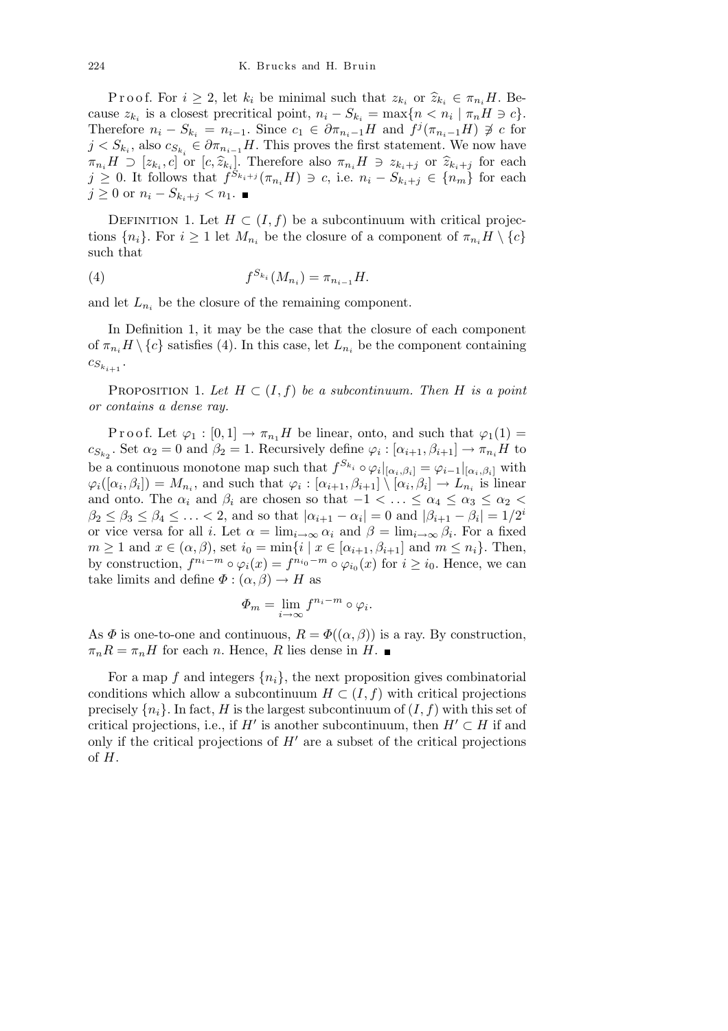Proof. For $i \geq 2$, let $k_i$ be minimal such that $z_{k_i}$ or $\widehat{z}_{k_i} \in \pi_{n_i} H$. Because $z_{k_i}$ is a closest precritical point, $n_i - S_{k_i} = \max\{n < n_i \mid \pi_n H \ni c\}$. Therefore $n_i - S_{k_i} = n_{i-1}$. Since $c_1 \in \partial \pi_{n_i - 1} H$ and $f^j(\pi_{n_i-1} H) \not\ni c$ for $j < S_{k_i}$, also $c_{S_{k_i}} \in \partial \pi_{n_{i-1}} H$. This proves the first statement. We now have $\pi_{n_i} H \supset [z_{k_i}, c]$ or $[c, \widehat{z}_{k_i}]$. Therefore also $\pi_{n_i} H \ni z_{k_i + j}$ or $\widehat{z}_{k_i+j}$ for each $j \geq 0$. It follows that $f^{S_{k_i+j}}(\pi_{n_i} H) \ni c$, i.e. $n_i - S_{k_i+j} \in \{n_m\}$ for each $j \geq 0$ or $n_i - S_{k_i+j} < n_1$. ∎

Definition 1. Let $H \subset (I, f)$ be a subcontinuum with critical projections $\{n_i\}$. For $i \geq 1$ let $M_{n_i}$ be the closure of a component of $\pi_{n_i} H \setminus \{c\}$ such that

$$f^{S_{k_i}}(M_{n_i}) = \pi_{n_{i-1}} H. \tag{4}$$

and let $L_{n_i}$ be the closure of the remaining component.

In Definition 1, it may be the case that the closure of each component of $\pi_{n_i} H \setminus \{c\}$ satisfies (4). In this case, let $L_{n_i}$ be the component containing $c_{S_{k_{i+1}}}$.

Proposition 1. *Let $H \subset (I, f)$ be a subcontinuum. Then $H$ is a point or contains a dense ray.*

Proof. Let $\varphi_1 : [0,1] \to \pi_{n_1} H$ be linear, onto, and such that $\varphi_1(1) = c_{S_{k_2}}$. Set $\alpha_2 = 0$ and $\beta_2 = 1$. Recursively define $\varphi_i : [\alpha_{i+1}, \beta_{i+1}] \to \pi_{n_i} H$ to be a continuous monotone map such that $f^{S_{k_i}} \circ \varphi_i|_{[\alpha_i, \beta_i]} = \varphi_{i-1}|_{[\alpha_i,\beta_i]}$ with $\varphi_i([\alpha_i, \beta_i]) = M_{n_i}$, and such that $\varphi_i : [\alpha_{i+1}, \beta_{i+1}] \setminus [\alpha_i, \beta_i] \to L_{n_i}$ is linear and onto. The $\alpha_i$ and $\beta_i$ are chosen so that $-1 < \ldots \leq \alpha_4 \leq \alpha_3 \leq \alpha_2 < \beta_2 \leq \beta_3 \leq \beta_4 \leq \ldots < 2$, and so that $|\alpha_{i+1} - \alpha_i| = 0$ and $|\beta_{i+1} - \beta_i| = 1/2^i$ or vice versa for all $i$. Let $\alpha = \lim_{i\to\infty} \alpha_i$ and $\beta = \lim_{i\to\infty} \beta_i$. For a fixed $m \geq 1$ and $x \in (\alpha, \beta)$, set $i_0 = \min\{i \mid x \in [\alpha_{i+1}, \beta_{i+1}] \text{ and } m \leq n_i\}$. Then, by construction, $f^{n_i - m} \circ \varphi_i(x) = f^{n_{i_0} - m} \circ \varphi_{i_0}(x)$ for $i \geq i_0$. Hence, we can take limits and define $\Phi : (\alpha, \beta) \to H$ as

$$\Phi_m = \lim_{i\to\infty} f^{n_i - m} \circ \varphi_i.$$

As $\Phi$ is one-to-one and continuous, $R = \Phi((\alpha, \beta))$ is a ray. By construction, $\pi_n R = \pi_n H$ for each $n$. Hence, $R$ lies dense in $H$. ∎

For a map $f$ and integers $\{n_i\}$, the next proposition gives combinatorial conditions which allow a subcontinuum $H \subset (I, f)$ with critical projections precisely $\{n_i\}$. In fact, $H$ is the largest subcontinuum of $(I, f)$ with this set of critical projections, i.e., if $H'$ is another subcontinuum, then $H' \subset H$ if and only if the critical projections of $H'$ are a subset of the critical projections of $H$.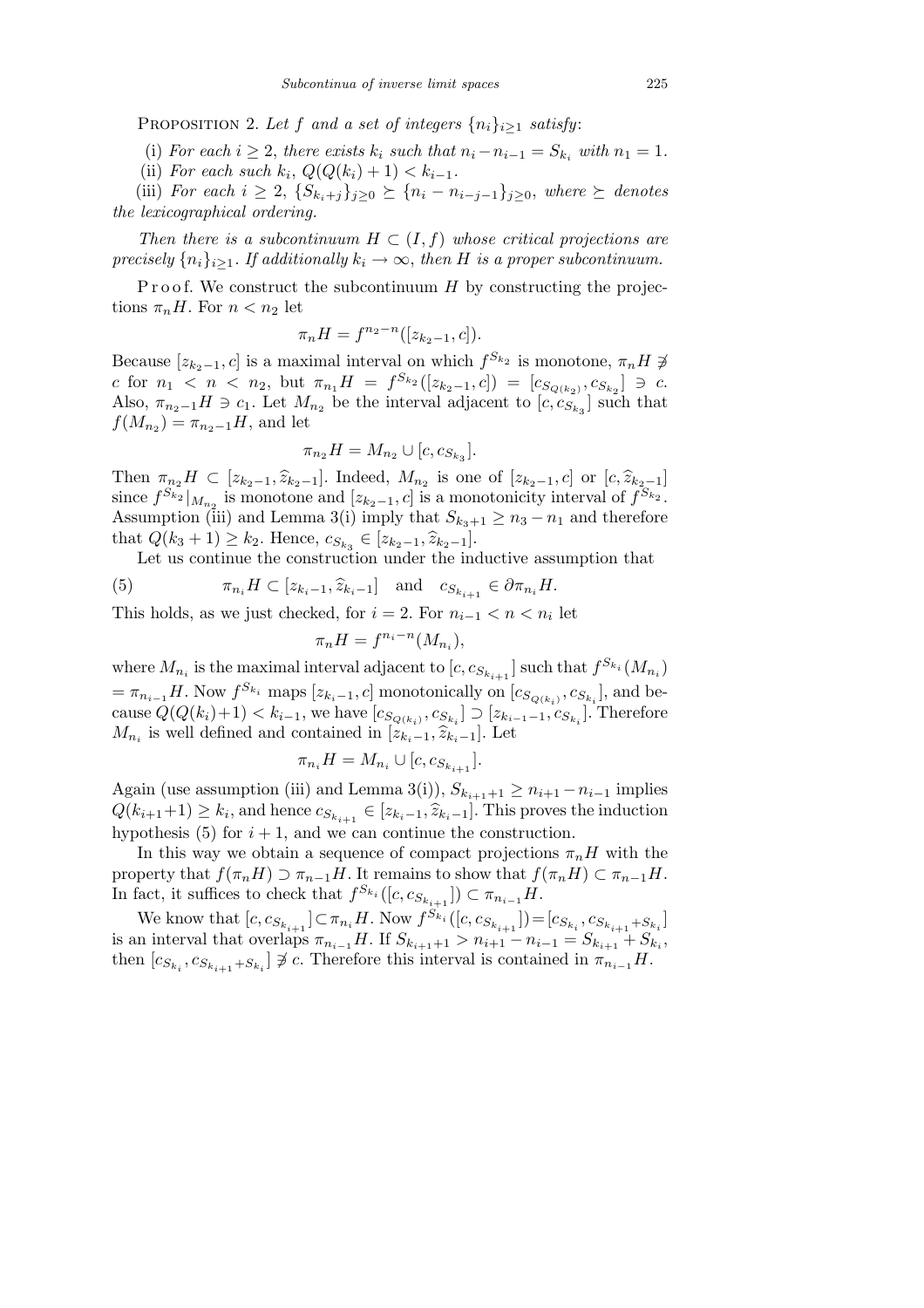PROPOSITION 2. *Let $f$ and a set of integers $\{n_i\}_{i\geq 1}$ satisfy*:

(i) *For each $i \geq 2$, there exists $k_i$ such that $n_i - n_{i-1} = S_{k_i}$ with $n_1 = 1$.*

(ii) *For each such $k_i$, $Q(Q(k_i)+1) < k_{i-1}$.*

(iii) *For each $i \geq 2$, $\{S_{k_i+j}\}_{j\geq 0} \succeq \{n_i - n_{i-j-1}\}_{j\geq 0}$, where $\succeq$ denotes the lexicographical ordering.*

*Then there is a subcontinuum $H \subset (I,f)$ whose critical projections are precisely $\{n_i\}_{i\geq 1}$. If additionally $k_i \to \infty$, then $H$ is a proper subcontinuum.*

Proof. We construct the subcontinuum $H$ by constructing the projections $\pi_n H$. For $n < n_2$ let

$$\pi_n H = f^{n_2-n}([z_{k_2-1}, c]).$$

Because $[z_{k_2-1}, c]$ is a maximal interval on which $f^{S_{k_2}}$ is monotone, $\pi_n H \not\ni c$ for $n_1 < n < n_2$, but $\pi_{n_1} H = f^{S_{k_2}}([z_{k_2-1}, c]) = [c_{S_{Q(k_2)}}, c_{S_{k_2}}] \ni c$. Also, $\pi_{n_2-1} H \ni c_1$. Let $M_{n_2}$ be the interval adjacent to $[c, c_{S_{k_3}}]$ such that $f(M_{n_2}) = \pi_{n_2-1} H$, and let

$$\pi_{n_2} H = M_{n_2} \cup [c, c_{S_{k_3}}].$$

Then $\pi_{n_2} H \subset [z_{k_2-1}, \widehat{z}_{k_2-1}]$. Indeed, $M_{n_2}$ is one of $[z_{k_2-1}, c]$ or $[c, \widehat{z}_{k_2-1}]$ since $f^{S_{k_2}}|_{M_{n_2}}$ is monotone and $[z_{k_2-1}, c]$ is a monotonicity interval of $f^{S_{k_2}}$. Assumption (iii) and Lemma 3(i) imply that $S_{k_3+1} \geq n_3 - n_1$ and therefore that $Q(k_3+1) \geq k_2$. Hence, $c_{S_{k_3}} \in [z_{k_2-1}, \widehat{z}_{k_2-1}]$.

Let us continue the construction under the inductive assumption that

$$\pi_{n_i} H \subset [z_{k_i-1}, \widehat{z}_{k_i-1}] \quad \text{and} \quad c_{S_{k_{i+1}}} \in \partial \pi_{n_i} H. \tag{5}$$

This holds, as we just checked, for $i = 2$. For $n_{i-1} < n < n_i$ let

$$\pi_n H = f^{n_i-n}(M_{n_i}),$$

where $M_{n_i}$ is the maximal interval adjacent to $[c, c_{S_{k_{i+1}}}]$ such that $f^{S_{k_i}}(M_{n_i}) = \pi_{n_{i-1}} H$. Now $f^{S_{k_i}}$ maps $[z_{k_i-1}, c]$ monotonically on $[c_{S_{Q(k_i)}}, c_{S_{k_i}}]$, and because $Q(Q(k_i)+1) < k_{i-1}$, we have $[c_{S_{Q(k_i)}}, c_{S_{k_i}}] \supset [z_{k_{i-1}-1}, c_{S_{k_i}}]$. Therefore $M_{n_i}$ is well defined and contained in $[z_{k_i-1}, \widehat{z}_{k_i-1}]$. Let

$$\pi_{n_i} H = M_{n_i} \cup [c, c_{S_{k_{i+1}}}].$$

Again (use assumption (iii) and Lemma 3(i)), $S_{k_{i+1}+1} \geq n_{i+1} - n_{i-1}$ implies $Q(k_{i+1}+1) \geq k_i$, and hence $c_{S_{k_{i+1}}} \in [z_{k_i-1}, \widehat{z}_{k_i-1}]$. This proves the induction hypothesis (5) for $i+1$, and we can continue the construction.

In this way we obtain a sequence of compact projections $\pi_n H$ with the property that $f(\pi_n H) \supset \pi_{n-1} H$. It remains to show that $f(\pi_n H) \subset \pi_{n-1} H$. In fact, it suffices to check that $f^{S_{k_i}}([c, c_{S_{k_{i+1}}}]) \subset \pi_{n_{i-1}} H$.

We know that $[c, c_{S_{k_{i+1}}}] \subset \pi_{n_i} H$. Now $f^{S_{k_i}}([c, c_{S_{k_{i+1}}}]) = [c_{S_{k_i}}, c_{S_{k_{i+1}}+S_{k_i}}]$ is an interval that overlaps $\pi_{n_{i-1}} H$. If $S_{k_{i+1}+1} > n_{i+1} - n_{i-1} = S_{k_{i+1}} + S_{k_i}$, then $[c_{S_{k_i}}, c_{S_{k_{i+1}}+S_{k_i}}] \not\ni c$. Therefore this interval is contained in $\pi_{n_{i-1}} H$.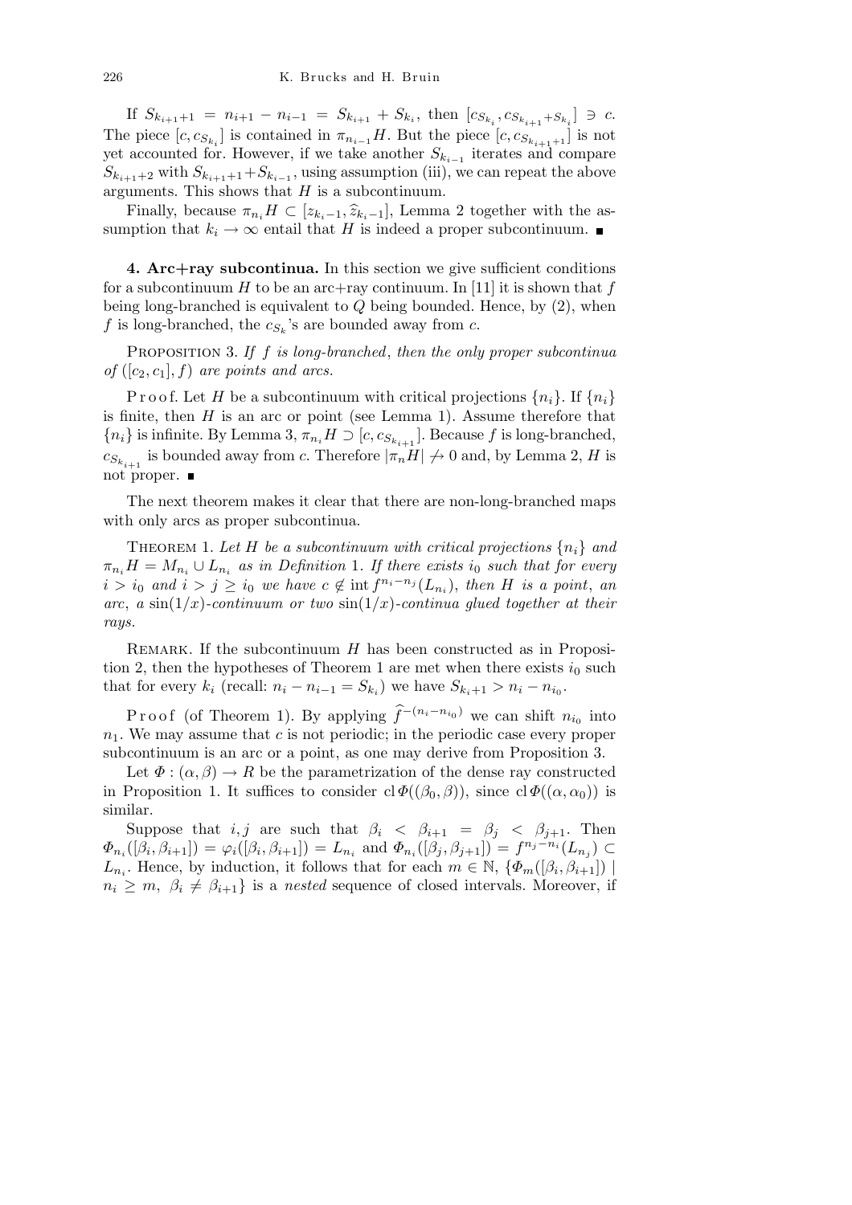If $S_{k_{i+1}+1} = n_{i+1} - n_{i-1} = S_{k_{i+1}} + S_{k_i}$, then $[c_{S_{k_i}}, c_{S_{k_{i+1}}+S_{k_i}}] \ni c$. The piece $[c, c_{S_{k_i}}]$ is contained in $\pi_{n_{i-1}}H$. But the piece $[c, c_{S_{k_{i+1}+1}}]$ is not yet accounted for. However, if we take another $S_{k_{i-1}}$ iterates and compare $S_{k_{i+1}+2}$ with $S_{k_{i+1}+1} + S_{k_{i-1}}$, using assumption (iii), we can repeat the above arguments. This shows that $H$ is a subcontinuum.

Finally, because $\pi_{n_i}H \subset [z_{k_i-1}, \widehat{z}_{k_i-1}]$, Lemma 2 together with the assumption that $k_i \to \infty$ entail that $H$ is indeed a proper subcontinuum. ∎

**4. Arc+ray subcontinua.** In this section we give sufficient conditions for a subcontinuum $H$ to be an arc+ray continuum. In [11] it is shown that $f$ being long-branched is equivalent to $Q$ being bounded. Hence, by (2), when $f$ is long-branched, the $c_{S_k}$'s are bounded away from $c$.

Proposition 3. *If $f$ is long-branched*, *then the only proper subcontinua of* $([c_2, c_1], f)$ *are points and arcs.*

Proof. Let $H$ be a subcontinuum with critical projections $\{n_i\}$. If $\{n_i\}$ is finite, then $H$ is an arc or point (see Lemma 1). Assume therefore that $\{n_i\}$ is infinite. By Lemma 3, $\pi_{n_i}H \supset [c, c_{S_{k_{i+1}}}]$. Because $f$ is long-branched, $c_{S_{k_{i+1}}}$ is bounded away from $c$. Therefore $|\pi_n H| \not\to 0$ and, by Lemma 2, $H$ is not proper. ∎

The next theorem makes it clear that there are non-long-branched maps with only arcs as proper subcontinua.

Theorem 1. *Let $H$ be a subcontinuum with critical projections $\{n_i\}$ and $\pi_{n_i}H = M_{n_i} \cup L_{n_i}$ as in Definition* 1. *If there exists $i_0$ such that for every $i > i_0$ and $i > j \geq i_0$ we have $c \notin \operatorname{int} f^{n_i - n_j}(L_{n_i})$, then $H$ is a point*, *an arc*, *a $\sin(1/x)$-continuum or two $\sin(1/x)$-continua glued together at their rays.*

Remark. If the subcontinuum $H$ has been constructed as in Proposition 2, then the hypotheses of Theorem 1 are met when there exists $i_0$ such that for every $k_i$ (recall: $n_i - n_{i-1} = S_{k_i}$) we have $S_{k_i+1} > n_i - n_{i_0}$.

Proof (of Theorem 1). By applying $\widehat{f}^{-(n_i - n_{i_0})}$ we can shift $n_{i_0}$ into $n_1$. We may assume that $c$ is not periodic; in the periodic case every proper subcontinuum is an arc or a point, as one may derive from Proposition 3.

Let $\Phi : (\alpha, \beta) \to R$ be the parametrization of the dense ray constructed in Proposition 1. It suffices to consider $\operatorname{cl} \Phi((\beta_0, \beta))$, since $\operatorname{cl} \Phi((\alpha, \alpha_0))$ is similar.

Suppose that $i, j$ are such that $\beta_i < \beta_{i+1} = \beta_j < \beta_{j+1}$. Then $\Phi_{n_i}([\beta_i, \beta_{i+1}]) = \varphi_i([\beta_i, \beta_{i+1}]) = L_{n_i}$ and $\Phi_{n_i}([\beta_j, \beta_{j+1}]) = f^{n_j - n_i}(L_{n_j}) \subset L_{n_i}$. Hence, by induction, it follows that for each $m \in \mathbb{N}$, $\{\Phi_m([\beta_i, \beta_{i+1}]) \mid n_i \geq m,\ \beta_i \neq \beta_{i+1}\}$ is a *nested* sequence of closed intervals. Moreover, if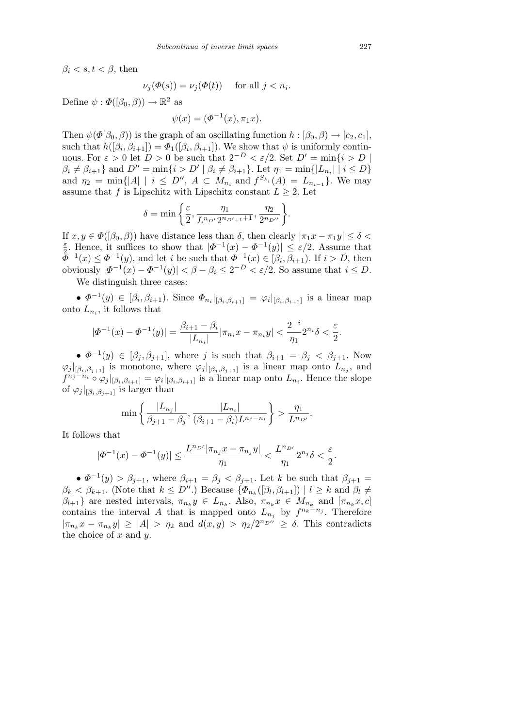$\beta_i < s, t < \beta$, then

$$\nu_j(\Phi(s)) = \nu_j(\Phi(t)) \quad \text{for all } j < n_i.$$

Define $\psi : \Phi([\beta_0, \beta)) \to \mathbb{R}^2$ as

$$\psi(x) = (\Phi^{-1}(x), \pi_1 x).$$

Then $\psi(\Phi[\beta_0, \beta))$ is the graph of an oscillating function $h : [\beta_0, \beta) \to [c_2, c_1]$, such that $h([\beta_i, \beta_{i+1}]) = \Phi_1([\beta_i, \beta_{i+1}])$. We show that $\psi$ is uniformly continuous. For $\varepsilon > 0$ let $D > 0$ be such that $2^{-D} < \varepsilon/2$. Set $D' = \min\{i > D \mid \beta_i \neq \beta_{i+1}\}$ and $D'' = \min\{i > D' \mid \beta_i \neq \beta_{i+1}\}$. Let $\eta_1 = \min\{|L_{n_i}| \mid i \le D\}$ and $\eta_2 = \min\{|A| \mid i \le D'', A \subset M_{n_i} \text{ and } f^{S_{k_i}}(A) = L_{n_{i-1}}\}$. We may assume that $f$ is Lipschitz with Lipschitz constant $L \ge 2$. Let

$$\delta = \min\left\{\frac{\varepsilon}{2}, \frac{\eta_1}{L^{n_{D'}} 2^{n_{D'+1}+1}}, \frac{\eta_2}{2^{n_{D''}}}\right\}.$$

If $x, y \in \Phi([\beta_0, \beta))$ have distance less than $\delta$, then clearly $|\pi_1 x - \pi_1 y| \le \delta < \frac{\varepsilon}{2}$. Hence, it suffices to show that $|\Phi^{-1}(x) - \Phi^{-1}(y)| \le \varepsilon/2$. Assume that $\Phi^{-1}(x) \le \Phi^{-1}(y)$, and let $i$ be such that $\Phi^{-1}(x) \in [\beta_i, \beta_{i+1})$. If $i > D$, then obviously $|\Phi^{-1}(x) - \Phi^{-1}(y)| < \beta - \beta_i \le 2^{-D} < \varepsilon/2$. So assume that $i \le D$.

We distinguish three cases:

- $\Phi^{-1}(y) \in [\beta_i, \beta_{i+1})$. Since $\Phi_{n_i}|_{[\beta_i,\beta_{i+1}]} = \varphi_i|_{[\beta_i,\beta_{i+1}]}$ is a linear map onto $L_{n_i}$, it follows that

$$|\Phi^{-1}(x) - \Phi^{-1}(y)| = \frac{\beta_{i+1} - \beta_i}{|L_{n_i}|} |\pi_{n_i} x - \pi_{n_i} y| < \frac{2^{-i}}{\eta_1} 2^{n_i} \delta < \frac{\varepsilon}{2}.$$

- $\Phi^{-1}(y) \in [\beta_j, \beta_{j+1}]$, where $j$ is such that $\beta_{i+1} = \beta_j < \beta_{j+1}$. Now $\varphi_j|_{[\beta_i,\beta_{j+1}]}$ is monotone, where $\varphi_j|_{[\beta_j,\beta_{j+1}]}$ is a linear map onto $L_{n_j}$, and $f^{n_j - n_i} \circ \varphi_j|_{[\beta_i,\beta_{i+1}]} = \varphi_i|_{[\beta_i,\beta_{i+1}]}$ is a linear map onto $L_{n_i}$. Hence the slope of $\varphi_j|_{[\beta_i,\beta_{j+1}]}$ is larger than

$$\min\left\{\frac{|L_{n_j}|}{\beta_{j+1} - \beta_j}, \frac{|L_{n_i}|}{(\beta_{i+1} - \beta_i) L^{n_j - n_i}}\right\} > \frac{\eta_1}{L^{n_{D'}}}.$$

It follows that

$$|\Phi^{-1}(x) - \Phi^{-1}(y)| \le \frac{L^{n_{D'}} |\pi_{n_j} x - \pi_{n_j} y|}{\eta_1} < \frac{L^{n_{D'}}}{\eta_1} 2^{n_j} \delta < \frac{\varepsilon}{2}.$$

- $\Phi^{-1}(y) > \beta_{j+1}$, where $\beta_{i+1} = \beta_j < \beta_{j+1}$. Let $k$ be such that $\beta_{j+1} = \beta_k < \beta_{k+1}$. (Note that $k \le D''$.) Because $\{\Phi_{n_k}([\beta_l, \beta_{l+1}]) \mid l \ge k \text{ and } \beta_l \neq \beta_{l+1}\}$ are nested intervals, $\pi_{n_k} y \in L_{n_k}$. Also, $\pi_{n_k} x \in M_{n_k}$ and $[\pi_{n_k} x, c]$ contains the interval $A$ that is mapped onto $L_{n_j}$ by $f^{n_k - n_j}$. Therefore $|\pi_{n_k} x - \pi_{n_k} y| \ge |A| > \eta_2$ and $d(x, y) > \eta_2 / 2^{n_{D''}} \ge \delta$. This contradicts the choice of $x$ and $y$.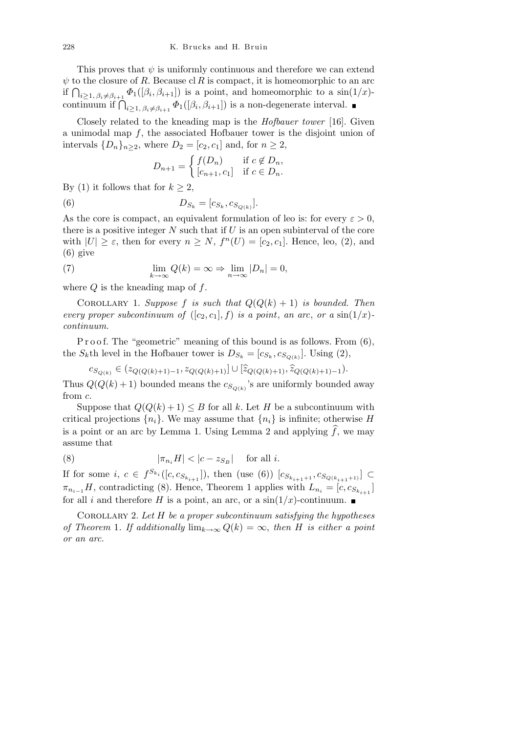This proves that $\psi$ is uniformly continuous and therefore we can extend $\psi$ to the closure of $R$. Because $\mathrm{cl}\, R$ is compact, it is homeomorphic to an arc if $\bigcap_{i\geq 1,\, \beta_i \neq \beta_{i+1}} \Phi_1([\beta_i, \beta_{i+1}])$ is a point, and homeomorphic to a $\sin(1/x)$-continuum if $\bigcap_{i\geq 1,\, \beta_i\neq\beta_{i+1}} \Phi_1([\beta_i,\beta_{i+1}])$ is a non-degenerate interval. ∎

Closely related to the kneading map is the *Hofbauer tower* [16]. Given a unimodal map $f$, the associated Hofbauer tower is the disjoint union of intervals $\{D_n\}_{n\geq 2}$, where $D_2 = [c_2, c_1]$ and, for $n \geq 2$,

$$D_{n+1} = \begin{cases} f(D_n) & \text{if } c \notin D_n, \\ [c_{n+1}, c_1] & \text{if } c \in D_n. \end{cases}$$

By (1) it follows that for $k \geq 2$,

$$D_{S_k} = [c_{S_k}, c_{S_{Q(k)}}]. \tag{6}$$

As the core is compact, an equivalent formulation of leo is: for every $\varepsilon > 0$, there is a positive integer $N$ such that if $U$ is an open subinterval of the core with $|U| \geq \varepsilon$, then for every $n \geq N$, $f^n(U) = [c_2, c_1]$. Hence, leo, (2), and (6) give

$$\lim_{k\to\infty} Q(k) = \infty \Rightarrow \lim_{n\to\infty} |D_n| = 0, \tag{7}$$

where $Q$ is the kneading map of $f$.

Corollary 1. *Suppose $f$ is such that $Q(Q(k)+1)$ is bounded. Then every proper subcontinuum of $([c_2, c_1], f)$ is a point, an arc, or a $\sin(1/x)$-continuum.*

Proof. The "geometric" meaning of this bound is as follows. From (6), the $S_k$th level in the Hofbauer tower is $D_{S_k} = [c_{S_k}, c_{S_{Q(k)}}]$. Using (2),

$$c_{S_{Q(k)}} \in (z_{Q(Q(k)+1)-1}, z_{Q(Q(k)+1)}] \cup [\widehat{z}_{Q(Q(k)+1)}, \widehat{z}_{Q(Q(k)+1)-1}).$$

Thus $Q(Q(k)+1)$ bounded means the $c_{S_{Q(k)}}$'s are uniformly bounded away from $c$.

Suppose that $Q(Q(k)+1) \leq B$ for all $k$. Let $H$ be a subcontinuum with critical projections $\{n_i\}$. We may assume that $\{n_i\}$ is infinite; otherwise $H$ is a point or an arc by Lemma 1. Using Lemma 2 and applying $\widehat{f}$, we may assume that

$$|\pi_{n_i} H| < |c - z_{S_B}| \quad \text{for all } i. \tag{8}$$

If for some $i$, $c \in f^{S_{k_i}}([c, c_{S_{k_{i+1}}}])$, then (use (6)) $[c_{S_{k_{i+1}+1}}, c_{S_{Q(k_{i+1}+1)}}] \subset \pi_{n_{i-1}} H$, contradicting (8). Hence, Theorem 1 applies with $L_{n_i} = [c, c_{S_{k_{i+1}}}]$ for all $i$ and therefore $H$ is a point, an arc, or a $\sin(1/x)$-continuum. ∎

Corollary 2. *Let $H$ be a proper subcontinuum satisfying the hypotheses of Theorem 1. If additionally $\lim_{k\to\infty} Q(k) = \infty$, then $H$ is either a point or an arc.*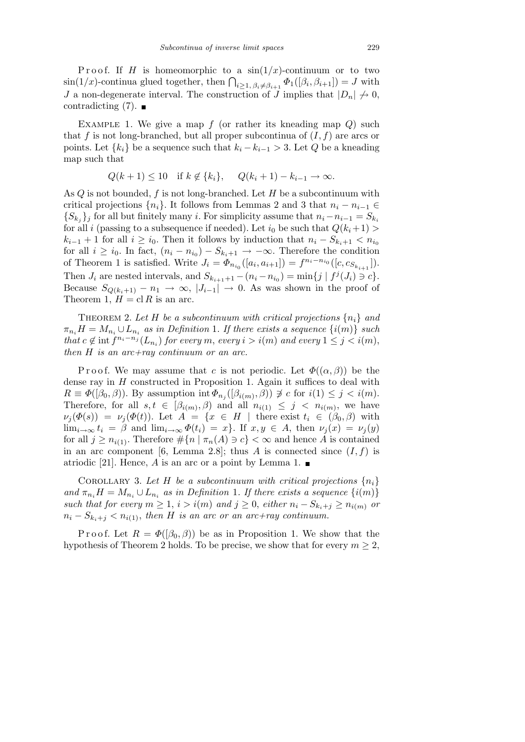Proof. If $H$ is homeomorphic to a $\sin(1/x)$-continuum or to two $\sin(1/x)$-continua glued together, then $\bigcap_{i\geq 1,\, \beta_i\neq\beta_{i+1}} \Phi_1([\beta_i,\beta_{i+1}]) = J$ with $J$ a non-degenerate interval. The construction of $J$ implies that $|D_n| \not\to 0$, contradicting (7). ∎

Example 1. We give a map $f$ (or rather its kneading map $Q$) such that $f$ is not long-branched, but all proper subcontinua of $(I,f)$ are arcs or points. Let $\{k_i\}$ be a sequence such that $k_i - k_{i-1} > 3$. Let $Q$ be a kneading map such that

$$Q(k+1) \leq 10 \quad \text{if } k \notin \{k_i\}, \qquad Q(k_i+1) - k_{i-1} \to \infty.$$

As $Q$ is not bounded, $f$ is not long-branched. Let $H$ be a subcontinuum with critical projections $\{n_i\}$. It follows from Lemmas 2 and 3 that $n_i - n_{i-1} \in \{S_{k_j}\}_j$ for all but finitely many $i$. For simplicity assume that $n_i - n_{i-1} = S_{k_i}$ for all $i$ (passing to a subsequence if needed). Let $i_0$ be such that $Q(k_i+1) > k_{i-1}+1$ for all $i \geq i_0$. Then it follows by induction that $n_i - S_{k_i+1} < n_{i_0}$ for all $i \geq i_0$. In fact, $(n_i - n_{i_0}) - S_{k_i+1} \to -\infty$. Therefore the condition of Theorem 1 is satisfied. Write $J_i = \Phi_{n_{i_0}}([a_i, a_{i+1}]) = f^{n_i - n_{i_0}}([c, c_{S_{k_{i+1}}}])$. Then $J_i$ are nested intervals, and $S_{k_{i+1}+1} - (n_i - n_{i_0}) = \min\{j \mid f^j(J_i) \ni c\}$. Because $S_{Q(k_i+1)} - n_1 \to \infty$, $|J_{i-1}| \to 0$. As was shown in the proof of Theorem 1, $H = \operatorname{cl} R$ is an arc.

Theorem 2. *Let $H$ be a subcontinuum with critical projections $\{n_i\}$ and $\pi_{n_i} H = M_{n_i} \cup L_{n_i}$ as in Definition 1. If there exists a sequence $\{i(m)\}$ such that $c \notin \operatorname{int} f^{n_i - n_j}(L_{n_i})$ for every $m$, every $i > i(m)$ and every $1 \leq j < i(m)$, then $H$ is an arc+ray continuum or an arc.*

Proof. We may assume that $c$ is not periodic. Let $\Phi((\alpha,\beta))$ be the dense ray in $H$ constructed in Proposition 1. Again it suffices to deal with $R \equiv \Phi([\beta_0,\beta))$. By assumption $\operatorname{int} \Phi_{n_j}([\beta_{i(m)},\beta)) \not\ni c$ for $i(1) \leq j < i(m)$. Therefore, for all $s,t \in [\beta_{i(m)},\beta)$ and all $n_{i(1)} \leq j < n_{i(m)}$, we have $\nu_j(\Phi(s)) = \nu_j(\Phi(t))$. Let $A = \{x \in H \mid \text{there exist } t_i \in (\beta_0,\beta) \text{ with } \lim_{i\to\infty} t_i = \beta \text{ and } \lim_{i\to\infty} \Phi(t_i) = x\}$. If $x,y \in A$, then $\nu_j(x) = \nu_j(y)$ for all $j \geq n_{i(1)}$. Therefore $\#\{n \mid \pi_n(A) \ni c\} < \infty$ and hence $A$ is contained in an arc component [6, Lemma 2.8]; thus $A$ is connected since $(I,f)$ is atriodic [21]. Hence, $A$ is an arc or a point by Lemma 1. ∎

Corollary 3. *Let $H$ be a subcontinuum with critical projections $\{n_i\}$ and $\pi_{n_i} H = M_{n_i} \cup L_{n_i}$ as in Definition 1. If there exists a sequence $\{i(m)\}$ such that for every $m \geq 1$, $i > i(m)$ and $j \geq 0$, either $n_i - S_{k_i+j} \geq n_{i(m)}$ or $n_i - S_{k_i+j} < n_{i(1)}$, then $H$ is an arc or an arc+ray continuum.*

Proof. Let $R = \Phi([\beta_0,\beta))$ be as in Proposition 1. We show that the hypothesis of Theorem 2 holds. To be precise, we show that for every $m \geq 2$,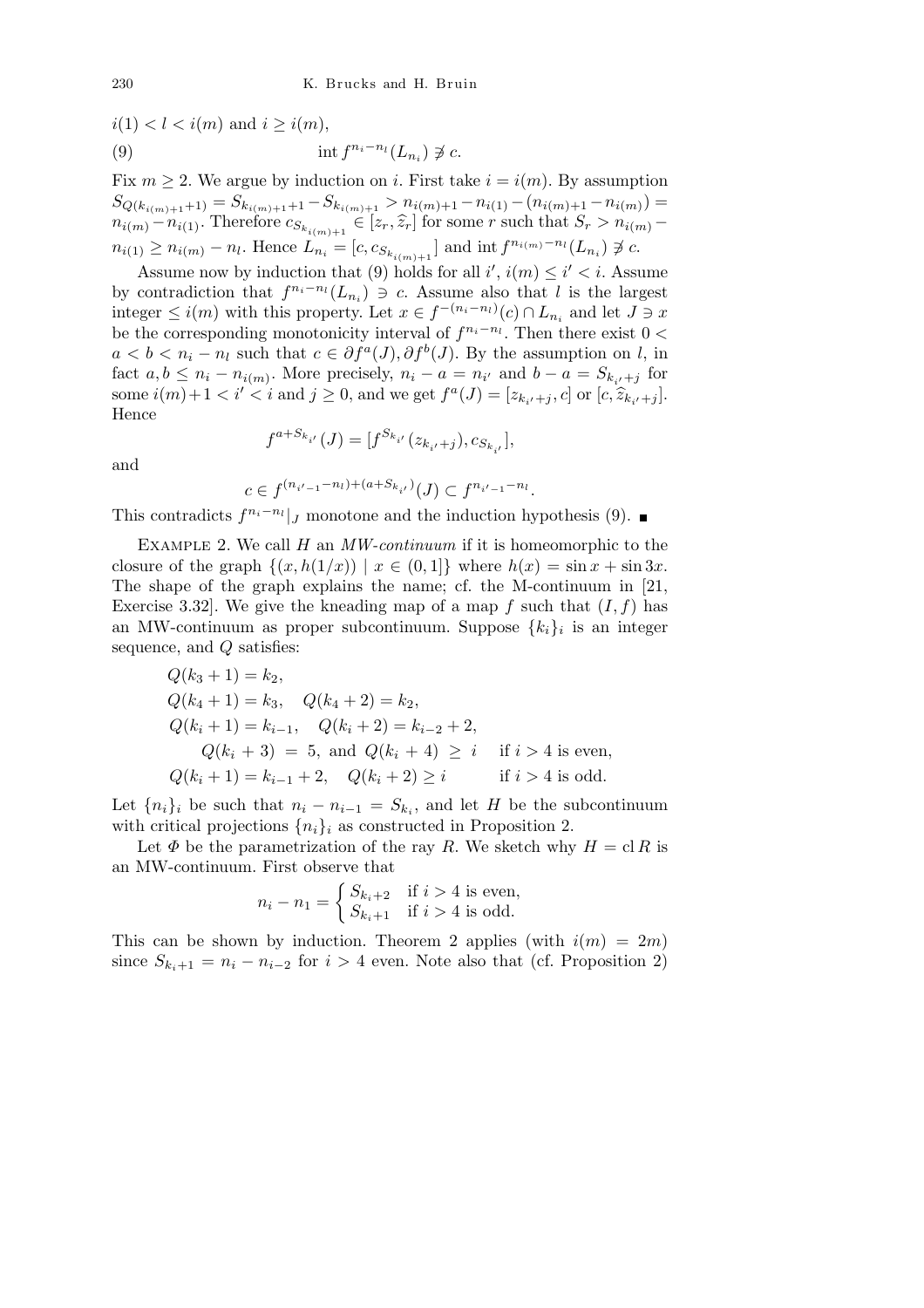$i(1) < l < i(m)$ and $i \geq i(m)$,

$$\text{int}\, f^{n_i - n_l}(L_{n_i}) \not\ni c. \tag{9}$$

Fix $m \geq 2$. We argue by induction on $i$. First take $i = i(m)$. By assumption $S_{Q(k_{i(m)+1}+1)} = S_{k_{i(m)+1}+1} - S_{k_{i(m)+1}} > n_{i(m)+1} - n_{i(1)} - (n_{i(m)+1} - n_{i(m)}) = n_{i(m)} - n_{i(1)}$. Therefore $c_{S_{k_{i(m)+1}}} \in [z_r, \widehat{z}_r]$ for some $r$ such that $S_r > n_{i(m)} - n_{i(1)} \geq n_{i(m)} - n_l$. Hence $L_{n_i} = [c, c_{S_{k_{i(m)+1}}}]$ and $\text{int}\, f^{n_{i(m)} - n_l}(L_{n_i}) \not\ni c$.

Assume now by induction that (9) holds for all $i'$, $i(m) \leq i' < i$. Assume by contradiction that $f^{n_i - n_l}(L_{n_i}) \ni c$. Assume also that $l$ is the largest integer $\leq i(m)$ with this property. Let $x \in f^{-(n_i - n_l)}(c) \cap L_{n_i}$ and let $J \ni x$ be the corresponding monotonicity interval of $f^{n_i - n_l}$. Then there exist $0 < a < b < n_i - n_l$ such that $c \in \partial f^a(J), \partial f^b(J)$. By the assumption on $l$, in fact $a, b \leq n_i - n_{i(m)}$. More precisely, $n_i - a = n_{i'}$ and $b - a = S_{k_{i'}+j}$ for some $i(m)+1 < i' < i$ and $j \geq 0$, and we get $f^a(J) = [z_{k_{i'}+j}, c]$ or $[c, \widehat{z}_{k_{i'}+j}]$. Hence

$$f^{a+S_{k_{i'}}}(J) = [f^{S_{k_{i'}}}(z_{k_{i'}+j}), c_{S_{k_{i'}}}],$$

and

$$c \in f^{(n_{i'-1} - n_l) + (a + S_{k_{i'}})}(J) \subset f^{n_{i'-1} - n_l}.$$

This contradicts $f^{n_i - n_l}|_J$ monotone and the induction hypothesis (9). ∎

Example 2. We call $H$ an *MW-continuum* if it is homeomorphic to the closure of the graph $\{(x, h(1/x)) \mid x \in (0,1]\}$ where $h(x) = \sin x + \sin 3x$. The shape of the graph explains the name; cf. the M-continuum in [21, Exercise 3.32]. We give the kneading map of a map $f$ such that $(I, f)$ has an MW-continuum as proper subcontinuum. Suppose $\{k_i\}_i$ is an integer sequence, and $Q$ satisfies:

$$\begin{aligned}
&Q(k_3 + 1) = k_2, \\
&Q(k_4 + 1) = k_3, \quad Q(k_4 + 2) = k_2, \\
&Q(k_i + 1) = k_{i-1}, \quad Q(k_i + 2) = k_{i-2} + 2, \\
&\qquad Q(k_i + 3) = 5, \text{ and } Q(k_i + 4) \geq i \quad \text{if } i > 4 \text{ is even}, \\
&Q(k_i + 1) = k_{i-1} + 2, \quad Q(k_i + 2) \geq i \qquad \text{if } i > 4 \text{ is odd}.
\end{aligned}$$

Let $\{n_i\}_i$ be such that $n_i - n_{i-1} = S_{k_i}$, and let $H$ be the subcontinuum with critical projections $\{n_i\}_i$ as constructed in Proposition 2.

Let $\Phi$ be the parametrization of the ray $R$. We sketch why $H = \text{cl}\, R$ is an MW-continuum. First observe that

$$n_i - n_1 = \begin{cases} S_{k_i+2} & \text{if } i > 4 \text{ is even}, \\ S_{k_i+1} & \text{if } i > 4 \text{ is odd}. \end{cases}$$

This can be shown by induction. Theorem 2 applies (with $i(m) = 2m$) since $S_{k_i+1} = n_i - n_{i-2}$ for $i > 4$ even. Note also that (cf. Proposition 2)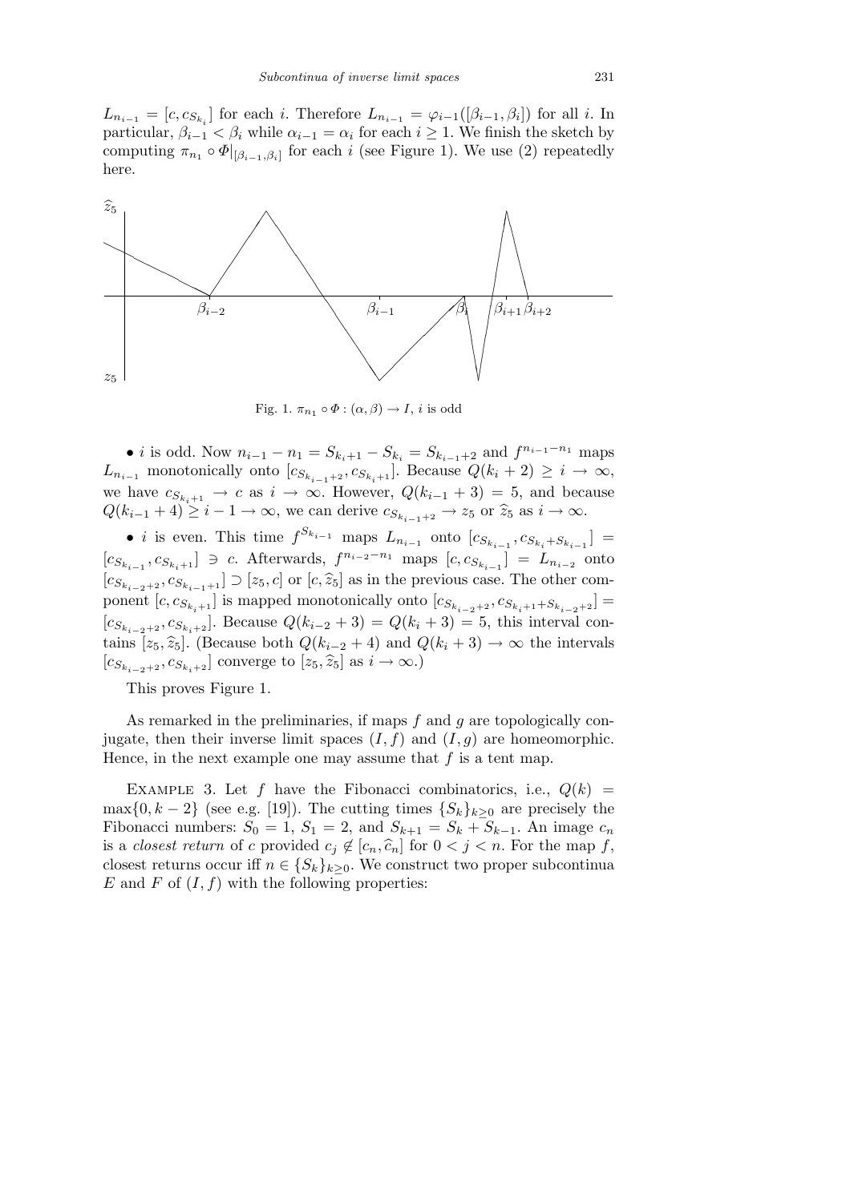$L_{n_{i-1}} = [c, c_{S_{k_i}}]$ for each $i$. Therefore $L_{n_{i-1}} = \varphi_{i-1}([\beta_{i-1}, \beta_i])$ for all $i$. In particular, $\beta_{i-1} < \beta_i$ while $\alpha_{i-1} = \alpha_i$ for each $i \geq 1$. We finish the sketch by computing $\pi_{n_1} \circ \Phi|_{[\beta_{i-1}, \beta_i]}$ for each $i$ (see Figure 1). We use (2) repeatedly here.

Fig. 1. $\pi_{n_1} \circ \Phi : (\alpha, \beta) \to I$, $i$ is odd

• $i$ is odd. Now $n_{i-1} - n_1 = S_{k_i+1} - S_{k_i} = S_{k_{i-1}+2}$ and $f^{n_{i-1}-n_1}$ maps $L_{n_{i-1}}$ monotonically onto $[c_{S_{k_{i-1}+2}}, c_{S_{k_i+1}}]$. Because $Q(k_i + 2) \geq i \to \infty$, we have $c_{S_{k_i+1}} \to c$ as $i \to \infty$. However, $Q(k_{i-1} + 3) = 5$, and because $Q(k_{i-1} + 4) \geq i - 1 \to \infty$, we can derive $c_{S_{k_{i-1}+2}} \to z_5$ or $\widehat{z}_5$ as $i \to \infty$.

• $i$ is even. This time $f^{S_{k_{i-1}}}$ maps $L_{n_{i-1}}$ onto $[c_{S_{k_{i-1}}}, c_{S_{k_i}+S_{k_{i-1}}}] = [c_{S_{k_{i-1}}}, c_{S_{k_i+1}}] \ni c$. Afterwards, $f^{n_{i-2}-n_1}$ maps $[c, c_{S_{k_{i-1}}}] = L_{n_{i-2}}$ onto $[c_{S_{k_{i-2}+2}}, c_{S_{k_{i-1}+1}}] \supset [z_5, c]$ or $[c, \widehat{z}_5]$ as in the previous case. The other component $[c, c_{S_{k_i+1}}]$ is mapped monotonically onto $[c_{S_{k_{i-2}+2}}, c_{S_{k_i+1}+S_{k_{i-2}+2}}] = [c_{S_{k_{i-2}+2}}, c_{S_{k_i+2}}]$. Because $Q(k_{i-2} + 3) = Q(k_i + 3) = 5$, this interval contains $[z_5, \widehat{z}_5]$. (Because both $Q(k_{i-2} + 4)$ and $Q(k_i + 3) \to \infty$ the intervals $[c_{S_{k_{i-2}+2}}, c_{S_{k_i+2}}]$ converge to $[z_5, \widehat{z}_5]$ as $i \to \infty$.)

This proves Figure 1.

As remarked in the preliminaries, if maps $f$ and $g$ are topologically conjugate, then their inverse limit spaces $(I, f)$ and $(I, g)$ are homeomorphic. Hence, in the next example one may assume that $f$ is a tent map.

Example 3. Let $f$ have the Fibonacci combinatorics, i.e., $Q(k) = \max\{0, k - 2\}$ (see e.g. [19]). The cutting times $\{S_k\}_{k \geq 0}$ are precisely the Fibonacci numbers: $S_0 = 1$, $S_1 = 2$, and $S_{k+1} = S_k + S_{k-1}$. An image $c_n$ is a *closest return* of $c$ provided $c_j \notin [c_n, \widehat{c}_n]$ for $0 < j < n$. For the map $f$, closest returns occur iff $n \in \{S_k\}_{k \geq 0}$. We construct two proper subcontinua $E$ and $F$ of $(I, f)$ with the following properties: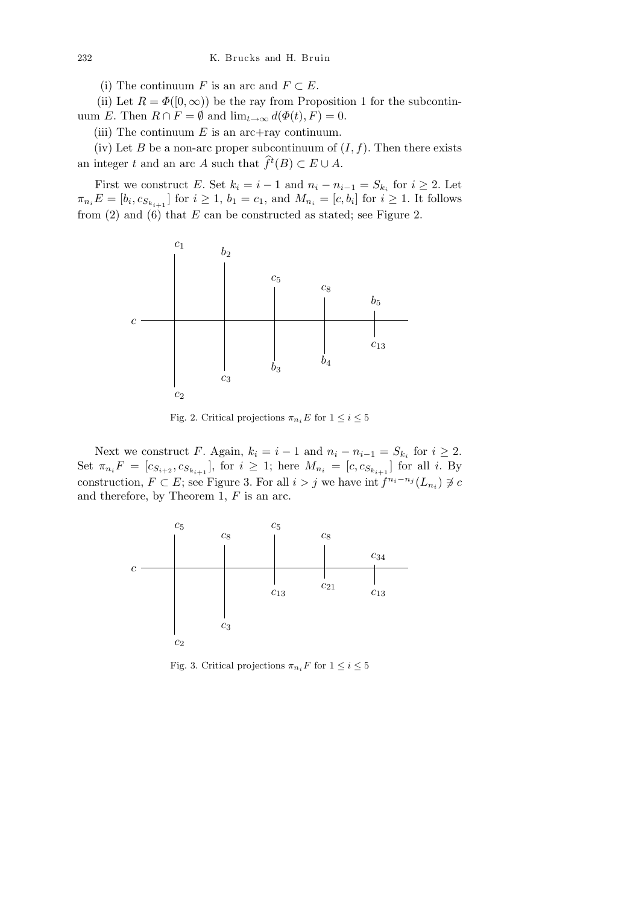(i) The continuum $F$ is an arc and $F \subset E$.

(ii) Let $R = \Phi([0,\infty))$ be the ray from Proposition 1 for the subcontinuum $E$. Then $R \cap F = \emptyset$ and $\lim_{t\to\infty} d(\Phi(t), F) = 0$.

(iii) The continuum $E$ is an arc+ray continuum.

(iv) Let $B$ be a non-arc proper subcontinuum of $(I, f)$. Then there exists an integer $t$ and an arc $A$ such that $\widehat{f}^t(B) \subset E \cup A$.

First we construct $E$. Set $k_i = i - 1$ and $n_i - n_{i-1} = S_{k_i}$ for $i \geq 2$. Let $\pi_{n_i} E = [b_i, c_{S_{k_{i+1}}}]$ for $i \geq 1$, $b_1 = c_1$, and $M_{n_i} = [c, b_i]$ for $i \geq 1$. It follows from (2) and (6) that $E$ can be constructed as stated; see Figure 2.

Fig. 2. Critical projections $\pi_{n_i} E$ for $1 \leq i \leq 5$

Next we construct $F$. Again, $k_i = i - 1$ and $n_i - n_{i-1} = S_{k_i}$ for $i \geq 2$. Set $\pi_{n_i} F = [c_{S_{i+2}}, c_{S_{k_{i+1}}}]$, for $i \geq 1$; here $M_{n_i} = [c, c_{S_{k_{i+1}}}]$ for all $i$. By construction, $F \subset E$; see Figure 3. For all $i > j$ we have $\operatorname{int} f^{n_i - n_j}(L_{n_i}) \not\ni c$ and therefore, by Theorem 1, $F$ is an arc.

Fig. 3. Critical projections $\pi_{n_i} F$ for $1 \leq i \leq 5$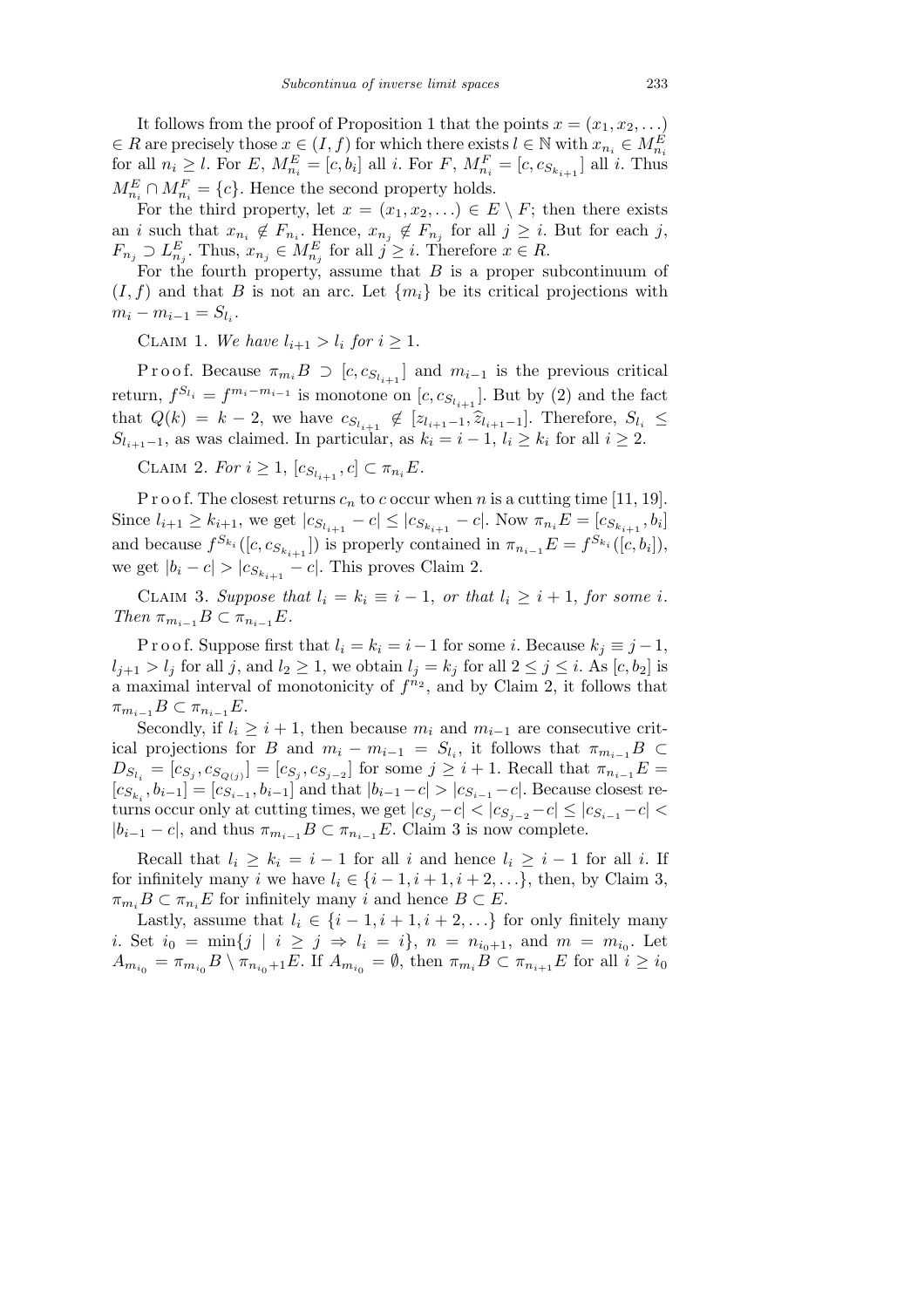It follows from the proof of Proposition 1 that the points $x = (x_1, x_2, \ldots) \in R$ are precisely those $x \in (I, f)$ for which there exists $l \in \mathbb{N}$ with $x_{n_i} \in M^E_{n_i}$ for all $n_i \geq l$. For $E$, $M^E_{n_i} = [c, b_i]$ all $i$. For $F$, $M^F_{n_i} = [c, c_{S_{k_{i+1}}}]$ all $i$. Thus $M^E_{n_i} \cap M^F_{n_i} = \{c\}$. Hence the second property holds.

For the third property, let $x = (x_1, x_2, \ldots) \in E \setminus F$; then there exists an $i$ such that $x_{n_i} \notin F_{n_i}$. Hence, $x_{n_j} \notin F_{n_j}$ for all $j \geq i$. But for each $j$, $F_{n_j} \supset L^E_{n_j}$. Thus, $x_{n_j} \in M^E_{n_j}$ for all $j \geq i$. Therefore $x \in R$.

For the fourth property, assume that $B$ is a proper subcontinuum of $(I, f)$ and that $B$ is not an arc. Let $\{m_i\}$ be its critical projections with $m_i - m_{i-1} = S_{l_i}$.

Claim 1. *We have $l_{i+1} > l_i$ for $i \geq 1$.*

Proof. Because $\pi_{m_i} B \supset [c, c_{S_{l_{i+1}}}]$ and $m_{i-1}$ is the previous critical return, $f^{S_{l_i}} = f^{m_i - m_{i-1}}$ is monotone on $[c, c_{S_{l_{i+1}}}]$. But by (2) and the fact that $Q(k) = k - 2$, we have $c_{S_{l_{i+1}}} \notin [z_{l_{i+1}-1}, \widehat{z}_{l_{i+1}-1}]$. Therefore, $S_{l_i} \leq S_{l_{i+1}-1}$, as was claimed. In particular, as $k_i = i - 1$, $l_i \geq k_i$ for all $i \geq 2$.

Claim 2. *For $i \geq 1$, $[c_{S_{l_{i+1}}}, c] \subset \pi_{n_i} E$.*

Proof. The closest returns $c_n$ to $c$ occur when $n$ is a cutting time [11, 19]. Since $l_{i+1} \geq k_{i+1}$, we get $|c_{S_{l_{i+1}}} - c| \leq |c_{S_{k_{i+1}}} - c|$. Now $\pi_{n_i} E = [c_{S_{k_{i+1}}}, b_i]$ and because $f^{S_{k_i}}([c, c_{S_{k_{i+1}}}])$ is properly contained in $\pi_{n_{i-1}} E = f^{S_{k_i}}([c, b_i])$, we get $|b_i - c| > |c_{S_{k_{i+1}}} - c|$. This proves Claim 2.

Claim 3. *Suppose that $l_i = k_i \equiv i - 1$, or that $l_i \geq i + 1$, for some $i$. Then $\pi_{m_{i-1}} B \subset \pi_{n_{i-1}} E$.*

Proof. Suppose first that $l_i = k_i = i - 1$ for some $i$. Because $k_j \equiv j - 1$, $l_{j+1} > l_j$ for all $j$, and $l_2 \geq 1$, we obtain $l_j = k_j$ for all $2 \leq j \leq i$. As $[c, b_2]$ is a maximal interval of monotonicity of $f^{n_2}$, and by Claim 2, it follows that $\pi_{m_{i-1}} B \subset \pi_{n_{i-1}} E$.

Secondly, if $l_i \geq i + 1$, then because $m_i$ and $m_{i-1}$ are consecutive critical projections for $B$ and $m_i - m_{i-1} = S_{l_i}$, it follows that $\pi_{m_{i-1}} B \subset D_{S_{l_i}} = [c_{S_j}, c_{S_{Q(j)}}] = [c_{S_j}, c_{S_{j-2}}]$ for some $j \geq i + 1$. Recall that $\pi_{n_{i-1}} E = [c_{S_{k_i}}, b_{i-1}] = [c_{S_{i-1}}, b_{i-1}]$ and that $|b_{i-1} - c| > |c_{S_{i-1}} - c|$. Because closest returns occur only at cutting times, we get $|c_{S_j} - c| < |c_{S_{j-2}} - c| \leq |c_{S_{i-1}} - c| < |b_{i-1} - c|$, and thus $\pi_{m_{i-1}} B \subset \pi_{n_{i-1}} E$. Claim 3 is now complete.

Recall that $l_i \geq k_i = i - 1$ for all $i$ and hence $l_i \geq i - 1$ for all $i$. If for infinitely many $i$ we have $l_i \in \{i - 1, i + 1, i + 2, \ldots\}$, then, by Claim 3, $\pi_{m_i} B \subset \pi_{n_i} E$ for infinitely many $i$ and hence $B \subset E$.

Lastly, assume that $l_i \in \{i - 1, i + 1, i + 2, \ldots\}$ for only finitely many $i$. Set $i_0 = \min\{j \mid i \geq j \Rightarrow l_i = i\}$, $n = n_{i_0+1}$, and $m = m_{i_0}$. Let $A_{m_{i_0}} = \pi_{m_{i_0}} B \setminus \pi_{n_{i_0}+1} E$. If $A_{m_{i_0}} = \emptyset$, then $\pi_{m_i} B \subset \pi_{n_{i+1}} E$ for all $i \geq i_0$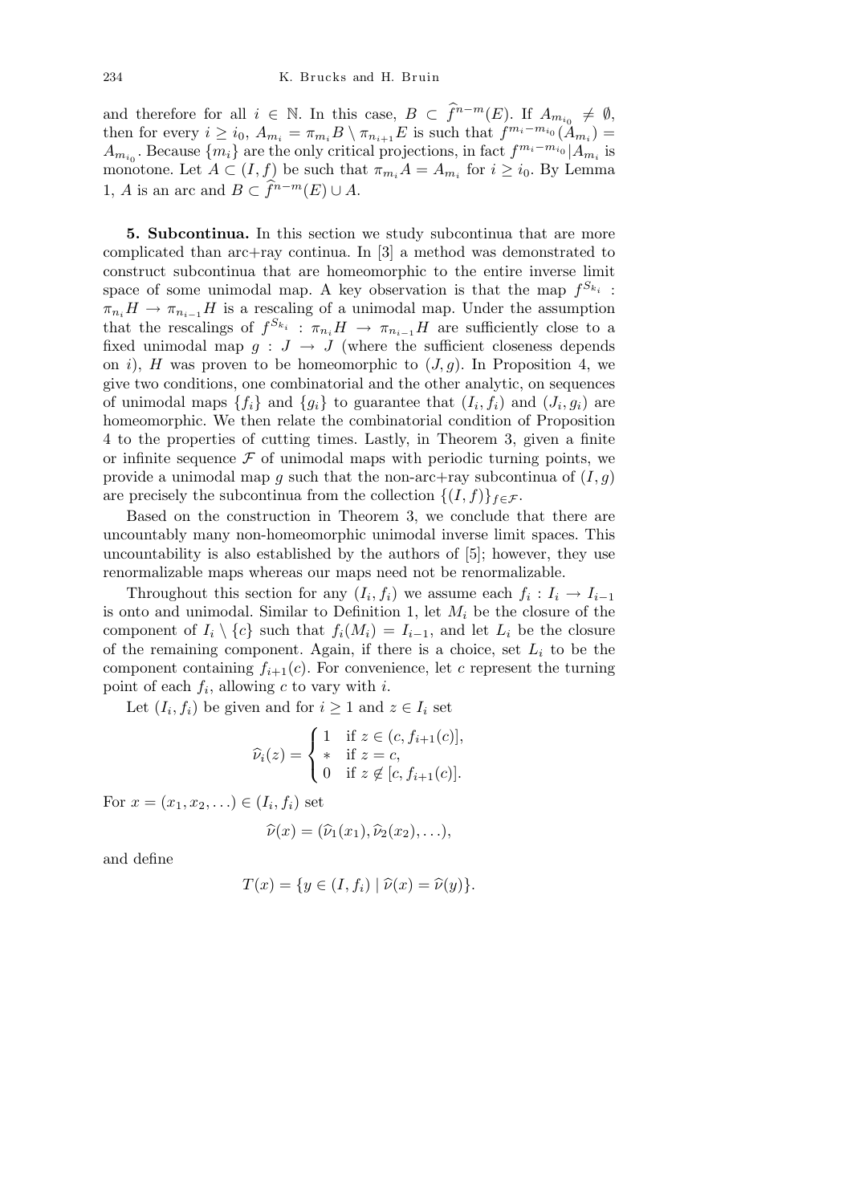and therefore for all $i \in \mathbb{N}$. In this case, $B \subset \widehat{f}^{n-m}(E)$. If $A_{m_{i_0}} \neq \emptyset$, then for every $i \geq i_0$, $A_{m_i} = \pi_{m_i} B \setminus \pi_{n_{i+1}} E$ is such that $f^{m_i - m_{i_0}}(A_{m_i}) = A_{m_{i_0}}$. Because $\{m_i\}$ are the only critical projections, in fact $f^{m_i - m_{i_0}}|A_{m_i}$ is monotone. Let $A \subset (I, f)$ be such that $\pi_{m_i} A = A_{m_i}$ for $i \geq i_0$. By Lemma 1, $A$ is an arc and $B \subset \widehat{f}^{n-m}(E) \cup A$.

**5. Subcontinua.** In this section we study subcontinua that are more complicated than arc+ray continua. In [3] a method was demonstrated to construct subcontinua that are homeomorphic to the entire inverse limit space of some unimodal map. A key observation is that the map $f^{S_{k_i}} : \pi_{n_i} H \to \pi_{n_{i-1}} H$ is a rescaling of a unimodal map. Under the assumption that the rescalings of $f^{S_{k_i}} : \pi_{n_i} H \to \pi_{n_{i-1}} H$ are sufficiently close to a fixed unimodal map $g : J \to J$ (where the sufficient closeness depends on $i$), $H$ was proven to be homeomorphic to $(J, g)$. In Proposition 4, we give two conditions, one combinatorial and the other analytic, on sequences of unimodal maps $\{f_i\}$ and $\{g_i\}$ to guarantee that $(I_i, f_i)$ and $(J_i, g_i)$ are homeomorphic. We then relate the combinatorial condition of Proposition 4 to the properties of cutting times. Lastly, in Theorem 3, given a finite or infinite sequence $\mathcal{F}$ of unimodal maps with periodic turning points, we provide a unimodal map $g$ such that the non-arc+ray subcontinua of $(I, g)$ are precisely the subcontinua from the collection $\{(I, f)\}_{f \in \mathcal{F}}$.

Based on the construction in Theorem 3, we conclude that there are uncountably many non-homeomorphic unimodal inverse limit spaces. This uncountability is also established by the authors of [5]; however, they use renormalizable maps whereas our maps need not be renormalizable.

Throughout this section for any $(I_i, f_i)$ we assume each $f_i : I_i \to I_{i-1}$ is onto and unimodal. Similar to Definition 1, let $M_i$ be the closure of the component of $I_i \setminus \{c\}$ such that $f_i(M_i) = I_{i-1}$, and let $L_i$ be the closure of the remaining component. Again, if there is a choice, set $L_i$ to be the component containing $f_{i+1}(c)$. For convenience, let $c$ represent the turning point of each $f_i$, allowing $c$ to vary with $i$.

Let $(I_i, f_i)$ be given and for $i \geq 1$ and $z \in I_i$ set

$$\widehat{\nu}_i(z) = \begin{cases} 1 & \text{if } z \in (c, f_{i+1}(c)], \\ * & \text{if } z = c, \\ 0 & \text{if } z \notin [c, f_{i+1}(c)]. \end{cases}$$

For $x = (x_1, x_2, \ldots) \in (I_i, f_i)$ set

$$\widehat{\nu}(x) = (\widehat{\nu}_1(x_1), \widehat{\nu}_2(x_2), \ldots),$$

and define

$$T(x) = \{y \in (I, f_i) \mid \widehat{\nu}(x) = \widehat{\nu}(y)\}.$$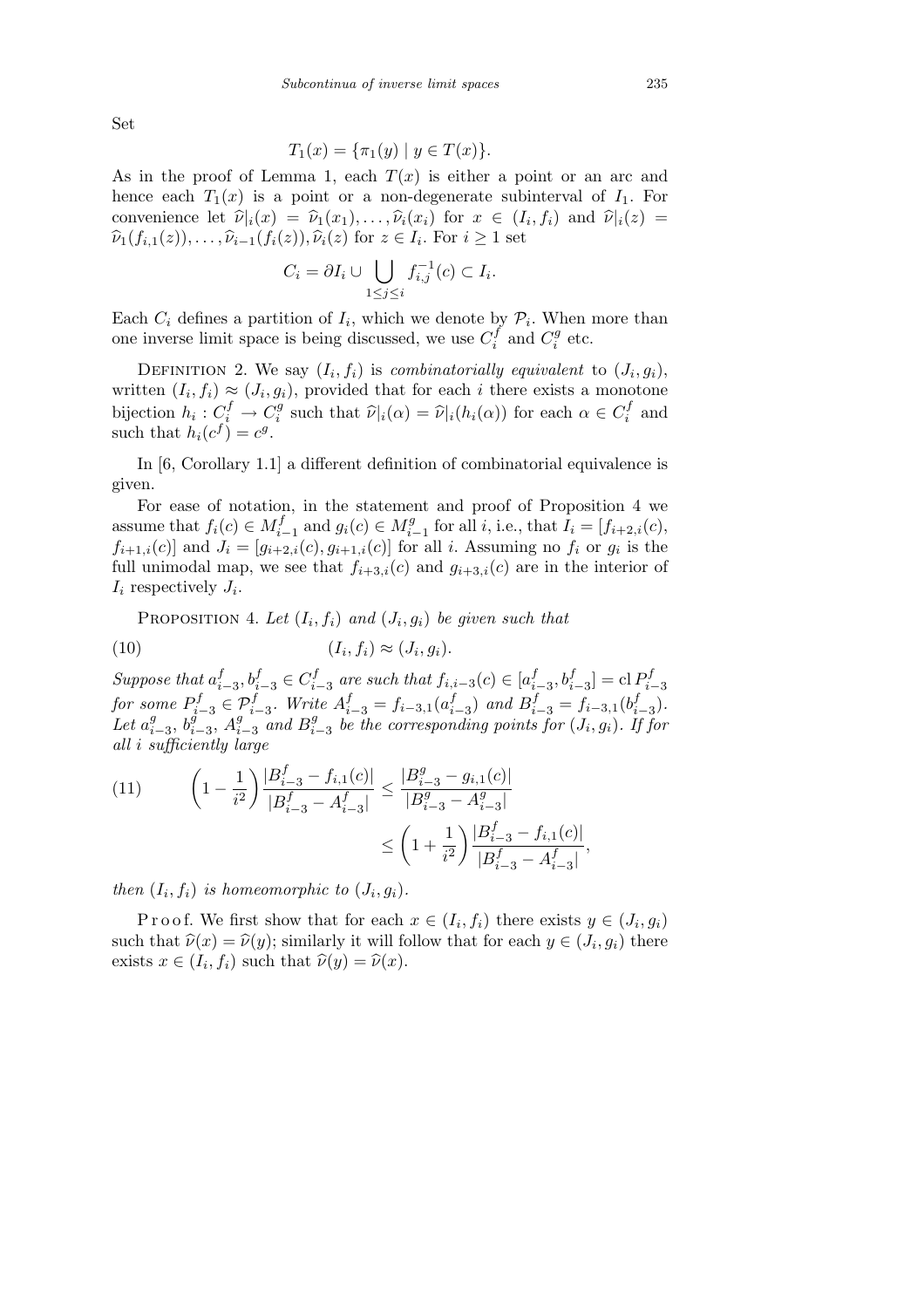Set

$$T_1(x) = \{\pi_1(y) \mid y \in T(x)\}.$$

As in the proof of Lemma 1, each $T(x)$ is either a point or an arc and hence each $T_1(x)$ is a point or a non-degenerate subinterval of $I_1$. For convenience let $\widehat{\nu}|_i(x) = \widehat{\nu}_1(x_1), \ldots, \widehat{\nu}_i(x_i)$ for $x \in (I_i, f_i)$ and $\widehat{\nu}|_i(z) = \widehat{\nu}_1(f_{i,1}(z)), \ldots, \widehat{\nu}_{i-1}(f_i(z)), \widehat{\nu}_i(z)$ for $z \in I_i$. For $i \geq 1$ set

$$C_i = \partial I_i \cup \bigcup_{1 \leq j \leq i} f_{i,j}^{-1}(c) \subset I_i.$$

Each $C_i$ defines a partition of $I_i$, which we denote by $\mathcal{P}_i$. When more than one inverse limit space is being discussed, we use $C_i^f$ and $C_i^g$ etc.

Definition 2. We say $(I_i, f_i)$ is *combinatorially equivalent* to $(J_i, g_i)$, written $(I_i, f_i) \approx (J_i, g_i)$, provided that for each $i$ there exists a monotone bijection $h_i : C_i^f \to C_i^g$ such that $\widehat{\nu}|_i(\alpha) = \widehat{\nu}|_i(h_i(\alpha))$ for each $\alpha \in C_i^f$ and such that $h_i(c^f) = c^g$.

In [6, Corollary 1.1] a different definition of combinatorial equivalence is given.

For ease of notation, in the statement and proof of Proposition 4 we assume that $f_i(c) \in M_{i-1}^f$ and $g_i(c) \in M_{i-1}^g$ for all $i$, i.e., that $I_i = [f_{i+2,i}(c), f_{i+1,i}(c)]$ and $J_i = [g_{i+2,i}(c), g_{i+1,i}(c)]$ for all $i$. Assuming no $f_i$ or $g_i$ is the full unimodal map, we see that $f_{i+3,i}(c)$ and $g_{i+3,i}(c)$ are in the interior of $I_i$ respectively $J_i$.

Proposition 4. *Let $(I_i, f_i)$ and $(J_i, g_i)$ be given such that*

$$(I_i, f_i) \approx (J_i, g_i). \tag{10}$$

*Suppose that $a_{i-3}^f, b_{i-3}^f \in C_{i-3}^f$ are such that $f_{i,i-3}(c) \in [a_{i-3}^f, b_{i-3}^f] = \operatorname{cl} P_{i-3}^f$ for some $P_{i-3}^f \in \mathcal{P}_{i-3}^f$. Write $A_{i-3}^f = f_{i-3,1}(a_{i-3}^f)$ and $B_{i-3}^f = f_{i-3,1}(b_{i-3}^f)$. Let $a_{i-3}^g$, $b_{i-3}^g$, $A_{i-3}^g$ and $B_{i-3}^g$ be the corresponding points for $(J_i, g_i)$. If for all $i$ sufficiently large*

$$\left(1 - \frac{1}{i^2}\right)\frac{|B_{i-3}^f - f_{i,1}(c)|}{|B_{i-3}^f - A_{i-3}^f|} \leq \frac{|B_{i-3}^g - g_{i,1}(c)|}{|B_{i-3}^g - A_{i-3}^g|} \leq \left(1 + \frac{1}{i^2}\right)\frac{|B_{i-3}^f - f_{i,1}(c)|}{|B_{i-3}^f - A_{i-3}^f|}, \tag{11}$$

*then $(I_i, f_i)$ is homeomorphic to $(J_i, g_i)$.*

Proof. We first show that for each $x \in (I_i, f_i)$ there exists $y \in (J_i, g_i)$ such that $\widehat{\nu}(x) = \widehat{\nu}(y)$; similarly it will follow that for each $y \in (J_i, g_i)$ there exists $x \in (I_i, f_i)$ such that $\widehat{\nu}(y) = \widehat{\nu}(x)$.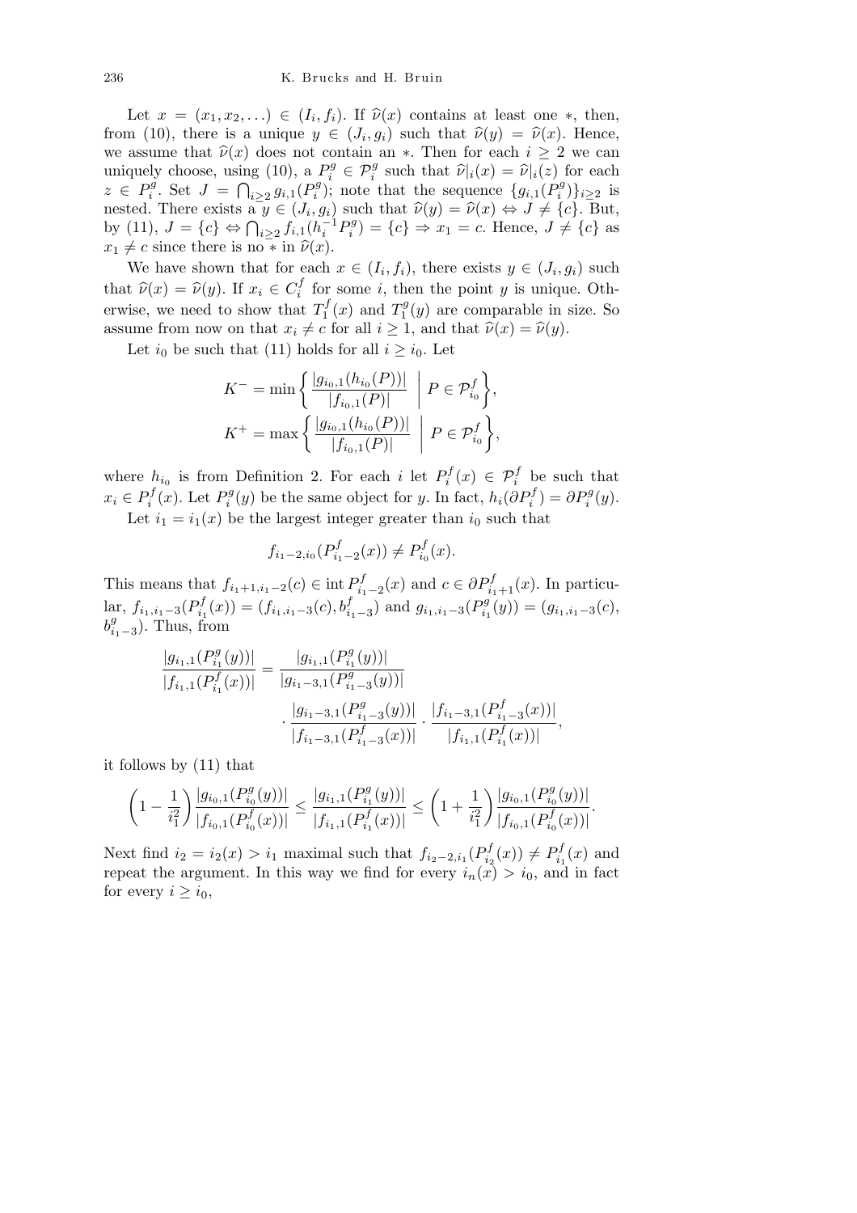Let $x = (x_1, x_2, \ldots) \in (I_i, f_i)$. If $\widehat{\nu}(x)$ contains at least one $*$, then, from (10), there is a unique $y \in (J_i, g_i)$ such that $\widehat{\nu}(y) = \widehat{\nu}(x)$. Hence, we assume that $\widehat{\nu}(x)$ does not contain an $*$. Then for each $i \geq 2$ we can uniquely choose, using (10), a $P_i^g \in \mathcal{P}_i^g$ such that $\widehat{\nu}|_i(x) = \widehat{\nu}|_i(z)$ for each $z \in P_i^g$. Set $J = \bigcap_{i \geq 2} g_{i,1}(P_i^g)$; note that the sequence $\{g_{i,1}(P_i^g)\}_{i \geq 2}$ is nested. There exists a $y \in (J_i, g_i)$ such that $\widehat{\nu}(y) = \widehat{\nu}(x) \Leftrightarrow J \neq \{c\}$. But, by (11), $J = \{c\} \Leftrightarrow \bigcap_{i \geq 2} f_{i,1}(h_i^{-1} P_i^g) = \{c\} \Rightarrow x_1 = c$. Hence, $J \neq \{c\}$ as $x_1 \neq c$ since there is no $*$ in $\widehat{\nu}(x)$.

We have shown that for each $x \in (I_i, f_i)$, there exists $y \in (J_i, g_i)$ such that $\widehat{\nu}(x) = \widehat{\nu}(y)$. If $x_i \in C_i^f$ for some $i$, then the point $y$ is unique. Otherwise, we need to show that $T_1^f(x)$ and $T_1^g(y)$ are comparable in size. So assume from now on that $x_i \neq c$ for all $i \geq 1$, and that $\widehat{\nu}(x) = \widehat{\nu}(y)$.

Let $i_0$ be such that (11) holds for all $i \geq i_0$. Let

$$K^- = \min\left\{ \frac{|g_{i_0,1}(h_{i_0}(P))|}{|f_{i_0,1}(P)|} \;\middle|\; P \in \mathcal{P}_{i_0}^f \right\},$$
$$K^+ = \max\left\{ \frac{|g_{i_0,1}(h_{i_0}(P))|}{|f_{i_0,1}(P)|} \;\middle|\; P \in \mathcal{P}_{i_0}^f \right\},$$

where $h_{i_0}$ is from Definition 2. For each $i$ let $P_i^f(x) \in \mathcal{P}_i^f$ be such that $x_i \in P_i^f(x)$. Let $P_i^g(y)$ be the same object for $y$. In fact, $h_i(\partial P_i^f) = \partial P_i^g(y)$.

Let $i_1 = i_1(x)$ be the largest integer greater than $i_0$ such that

$$f_{i_1-2,i_0}(P_{i_1-2}^f(x)) \neq P_{i_0}^f(x).$$

This means that $f_{i_1+1,i_1-2}(c) \in \operatorname{int} P_{i_1-2}^f(x)$ and $c \in \partial P_{i_1+1}^f(x)$. In particular, $f_{i_1,i_1-3}(P_{i_1}^f(x)) = (f_{i_1,i_1-3}(c), b_{i_1-3}^f)$ and $g_{i_1,i_1-3}(P_{i_1}^g(y)) = (g_{i_1,i_1-3}(c), b_{i_1-3}^g)$. Thus, from

$$\frac{|g_{i_1,1}(P_{i_1}^g(y))|}{|f_{i_1,1}(P_{i_1}^f(x))|} = \frac{|g_{i_1,1}(P_{i_1}^g(y))|}{|g_{i_1-3,1}(P_{i_1-3}^g(y))|} \cdot \frac{|g_{i_1-3,1}(P_{i_1-3}^g(y))|}{|f_{i_1-3,1}(P_{i_1-3}^f(x))|} \cdot \frac{|f_{i_1-3,1}(P_{i_1-3}^f(x))|}{|f_{i_1,1}(P_{i_1}^f(x))|},$$

it follows by (11) that

$$\left(1 - \frac{1}{i_1^2}\right) \frac{|g_{i_0,1}(P_{i_0}^g(y))|}{|f_{i_0,1}(P_{i_0}^f(x))|} \leq \frac{|g_{i_1,1}(P_{i_1}^g(y))|}{|f_{i_1,1}(P_{i_1}^f(x))|} \leq \left(1 + \frac{1}{i_1^2}\right) \frac{|g_{i_0,1}(P_{i_0}^g(y))|}{|f_{i_0,1}(P_{i_0}^f(x))|}.$$

Next find $i_2 = i_2(x) > i_1$ maximal such that $f_{i_2-2,i_1}(P_{i_2}^f(x)) \neq P_{i_1}^f(x)$ and repeat the argument. In this way we find for every $i_n(x) > i_0$, and in fact for every $i \geq i_0$,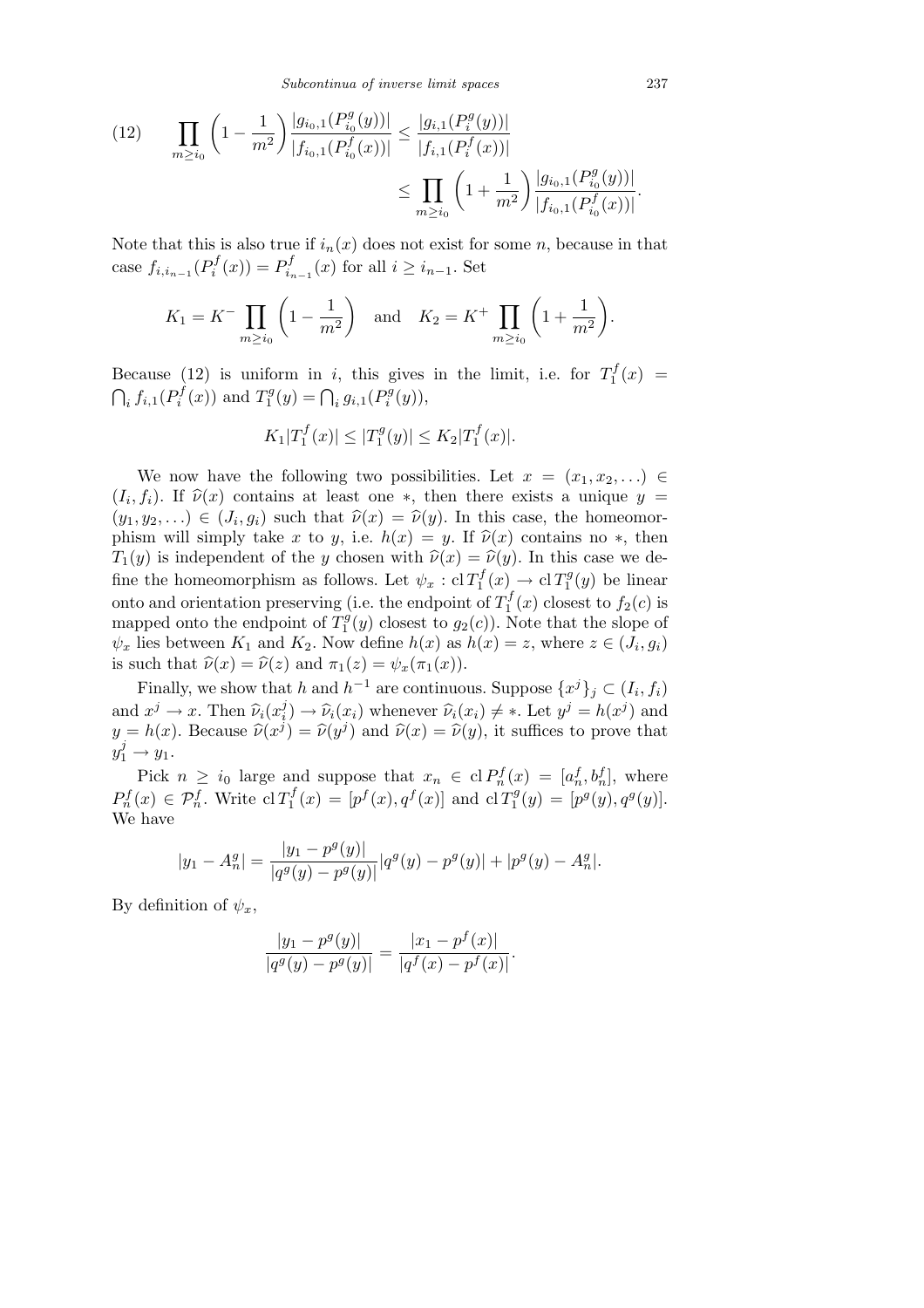$$(12) \qquad \prod_{m\ge i_0}\left(1-\frac{1}{m^2}\right)\frac{|g_{i_0,1}(P^g_{i_0}(y))|}{|f_{i_0,1}(P^f_{i_0}(x))|} \le \frac{|g_{i,1}(P^g_i(y))|}{|f_{i,1}(P^f_i(x))|} \le \prod_{m\ge i_0}\left(1+\frac{1}{m^2}\right)\frac{|g_{i_0,1}(P^g_{i_0}(y))|}{|f_{i_0,1}(P^f_{i_0}(x))|}.$$

Note that this is also true if $i_n(x)$ does not exist for some $n$, because in that case $f_{i,i_{n-1}}(P^f_i(x)) = P^f_{i_{n-1}}(x)$ for all $i \ge i_{n-1}$. Set

$$K_1 = K^- \prod_{m\ge i_0}\left(1-\frac{1}{m^2}\right) \quad \text{and} \quad K_2 = K^+ \prod_{m\ge i_0}\left(1+\frac{1}{m^2}\right).$$

Because (12) is uniform in $i$, this gives in the limit, i.e. for $T^f_1(x) = \bigcap_i f_{i,1}(P^f_i(x))$ and $T^g_1(y) = \bigcap_i g_{i,1}(P^g_i(y))$,

$$K_1|T^f_1(x)| \le |T^g_1(y)| \le K_2|T^f_1(x)|.$$

We now have the following two possibilities. Let $x = (x_1, x_2, \ldots) \in (I_i, f_i)$. If $\widehat{\nu}(x)$ contains at least one $*$, then there exists a unique $y = (y_1, y_2, \ldots) \in (J_i, g_i)$ such that $\widehat{\nu}(x) = \widehat{\nu}(y)$. In this case, the homeomorphism will simply take $x$ to $y$, i.e. $h(x) = y$. If $\widehat{\nu}(x)$ contains no $*$, then $T_1(y)$ is independent of the $y$ chosen with $\widehat{\nu}(x) = \widehat{\nu}(y)$. In this case we define the homeomorphism as follows. Let $\psi_x : \mathrm{cl}\, T^f_1(x) \to \mathrm{cl}\, T^g_1(y)$ be linear onto and orientation preserving (i.e. the endpoint of $T^f_1(x)$ closest to $f_2(c)$ is mapped onto the endpoint of $T^g_1(y)$ closest to $g_2(c)$). Note that the slope of $\psi_x$ lies between $K_1$ and $K_2$. Now define $h(x)$ as $h(x) = z$, where $z \in (J_i, g_i)$ is such that $\widehat{\nu}(x) = \widehat{\nu}(z)$ and $\pi_1(z) = \psi_x(\pi_1(x))$.

Finally, we show that $h$ and $h^{-1}$ are continuous. Suppose $\{x^j\}_j \subset (I_i, f_i)$ and $x^j \to x$. Then $\widehat{\nu}_i(x^j_i) \to \widehat{\nu}_i(x_i)$ whenever $\widehat{\nu}_i(x_i) \ne *$. Let $y^j = h(x^j)$ and $y = h(x)$. Because $\widehat{\nu}(x^j) = \widehat{\nu}(y^j)$ and $\widehat{\nu}(x) = \widehat{\nu}(y)$, it suffices to prove that $y^j_1 \to y_1$.

Pick $n \ge i_0$ large and suppose that $x_n \in \mathrm{cl}\, P^f_n(x) = [a^f_n, b^f_n]$, where $P^f_n(x) \in \mathcal{P}^f_n$. Write $\mathrm{cl}\, T^f_1(x) = [p^f(x), q^f(x)]$ and $\mathrm{cl}\, T^g_1(y) = [p^g(y), q^g(y)]$. We have

$$|y_1 - A^g_n| = \frac{|y_1 - p^g(y)|}{|q^g(y) - p^g(y)|}|q^g(y) - p^g(y)| + |p^g(y) - A^g_n|.$$

By definition of $\psi_x$,

$$\frac{|y_1 - p^g(y)|}{|q^g(y) - p^g(y)|} = \frac{|x_1 - p^f(x)|}{|q^f(x) - p^f(x)|}.$$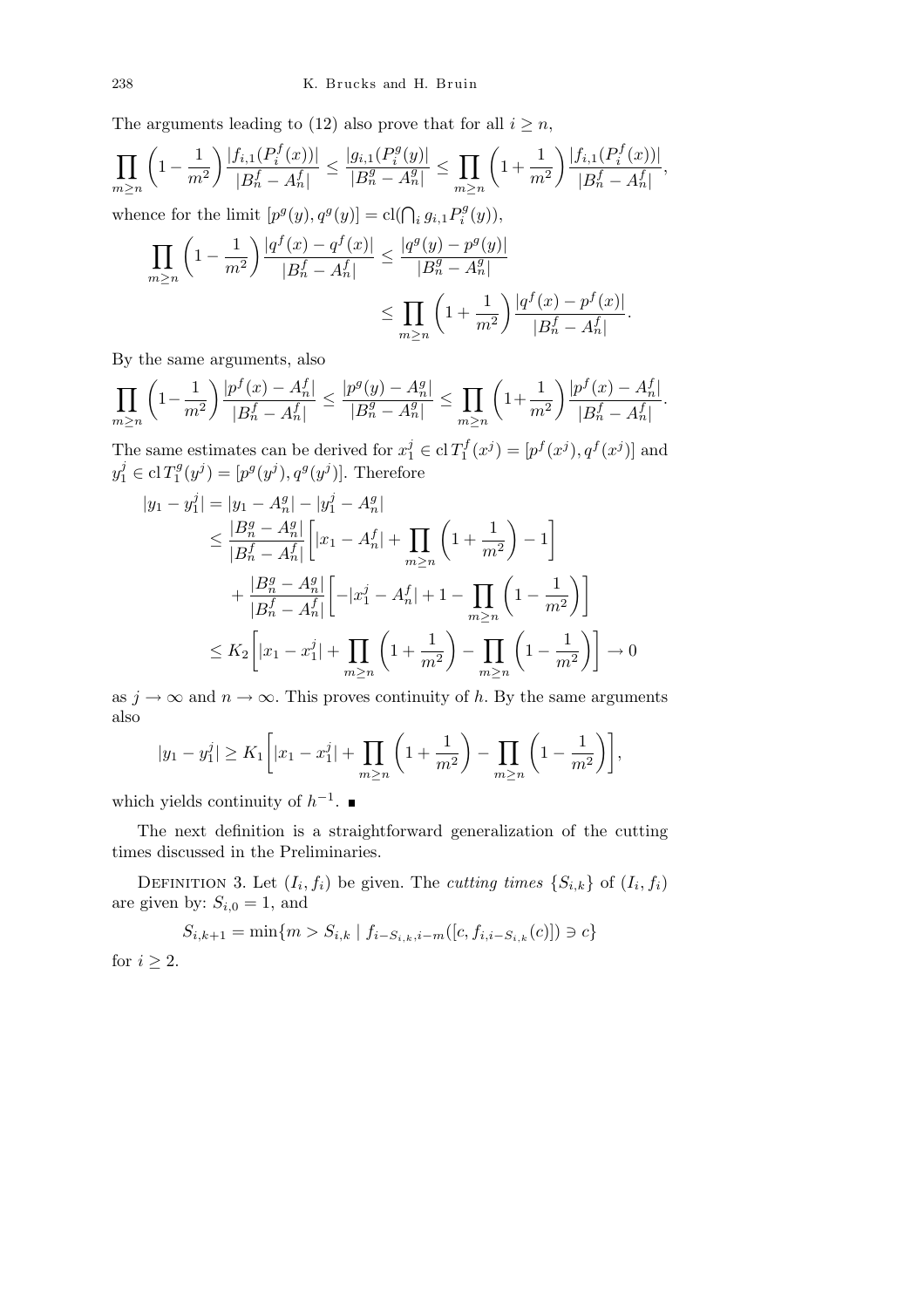The arguments leading to (12) also prove that for all $i \geq n$,

$$\prod_{m\geq n}\left(1-\frac{1}{m^2}\right)\frac{|f_{i,1}(P_i^f(x))|}{|B_n^f - A_n^f|} \leq \frac{|g_{i,1}(P_i^g(y)|}{|B_n^g - A_n^g|} \leq \prod_{m\geq n}\left(1+\frac{1}{m^2}\right)\frac{|f_{i,1}(P_i^f(x))|}{|B_n^f - A_n^f|},$$

whence for the limit $[p^g(y), q^g(y)] = \mathrm{cl}(\bigcap_i g_{i,1}P_i^g(y))$,

$$\prod_{m\geq n}\left(1-\frac{1}{m^2}\right)\frac{|q^f(x) - q^f(x)|}{|B_n^f - A_n^f|} \leq \frac{|q^g(y) - p^g(y)|}{|B_n^g - A_n^g|} \leq \prod_{m\geq n}\left(1+\frac{1}{m^2}\right)\frac{|q^f(x) - p^f(x)|}{|B_n^f - A_n^f|}.$$

By the same arguments, also

$$\prod_{m\geq n}\left(1-\frac{1}{m^2}\right)\frac{|p^f(x) - A_n^f|}{|B_n^f - A_n^f|} \leq \frac{|p^g(y) - A_n^g|}{|B_n^g - A_n^g|} \leq \prod_{m\geq n}\left(1+\frac{1}{m^2}\right)\frac{|p^f(x) - A_n^f|}{|B_n^f - A_n^f|}.$$

The same estimates can be derived for $x_1^j \in \mathrm{cl}\, T_1^f(x^j) = [p^f(x^j), q^f(x^j)]$ and $y_1^j \in \mathrm{cl}\, T_1^g(y^j) = [p^g(y^j), q^g(y^j)]$. Therefore

$$\begin{aligned}
|y_1 - y_1^j| &= |y_1 - A_n^g| - |y_1^j - A_n^g| \\
&\leq \frac{|B_n^g - A_n^g|}{|B_n^f - A_n^f|}\left[|x_1 - A_n^f| + \prod_{m\geq n}\left(1+\frac{1}{m^2}\right) - 1\right] \\
&\quad + \frac{|B_n^g - A_n^g|}{|B_n^f - A_n^f|}\left[-|x_1^j - A_n^f| + 1 - \prod_{m\geq n}\left(1-\frac{1}{m^2}\right)\right] \\
&\leq K_2\left[|x_1 - x_1^j| + \prod_{m\geq n}\left(1+\frac{1}{m^2}\right) - \prod_{m\geq n}\left(1-\frac{1}{m^2}\right)\right] \to 0
\end{aligned}$$

as $j \to \infty$ and $n \to \infty$. This proves continuity of $h$. By the same arguments also

$$|y_1 - y_1^j| \geq K_1\left[|x_1 - x_1^j| + \prod_{m\geq n}\left(1+\frac{1}{m^2}\right) - \prod_{m\geq n}\left(1-\frac{1}{m^2}\right)\right],$$

which yields continuity of $h^{-1}$. ■

The next definition is a straightforward generalization of the cutting times discussed in the Preliminaries.

Definition 3. Let $(I_i, f_i)$ be given. The *cutting times* $\{S_{i,k}\}$ of $(I_i, f_i)$ are given by: $S_{i,0} = 1$, and

$$S_{i,k+1} = \min\{m > S_{i,k} \mid f_{i-S_{i,k},i-m}([c, f_{i,i-S_{i,k}}(c)]) \ni c\}$$

for $i \geq 2$.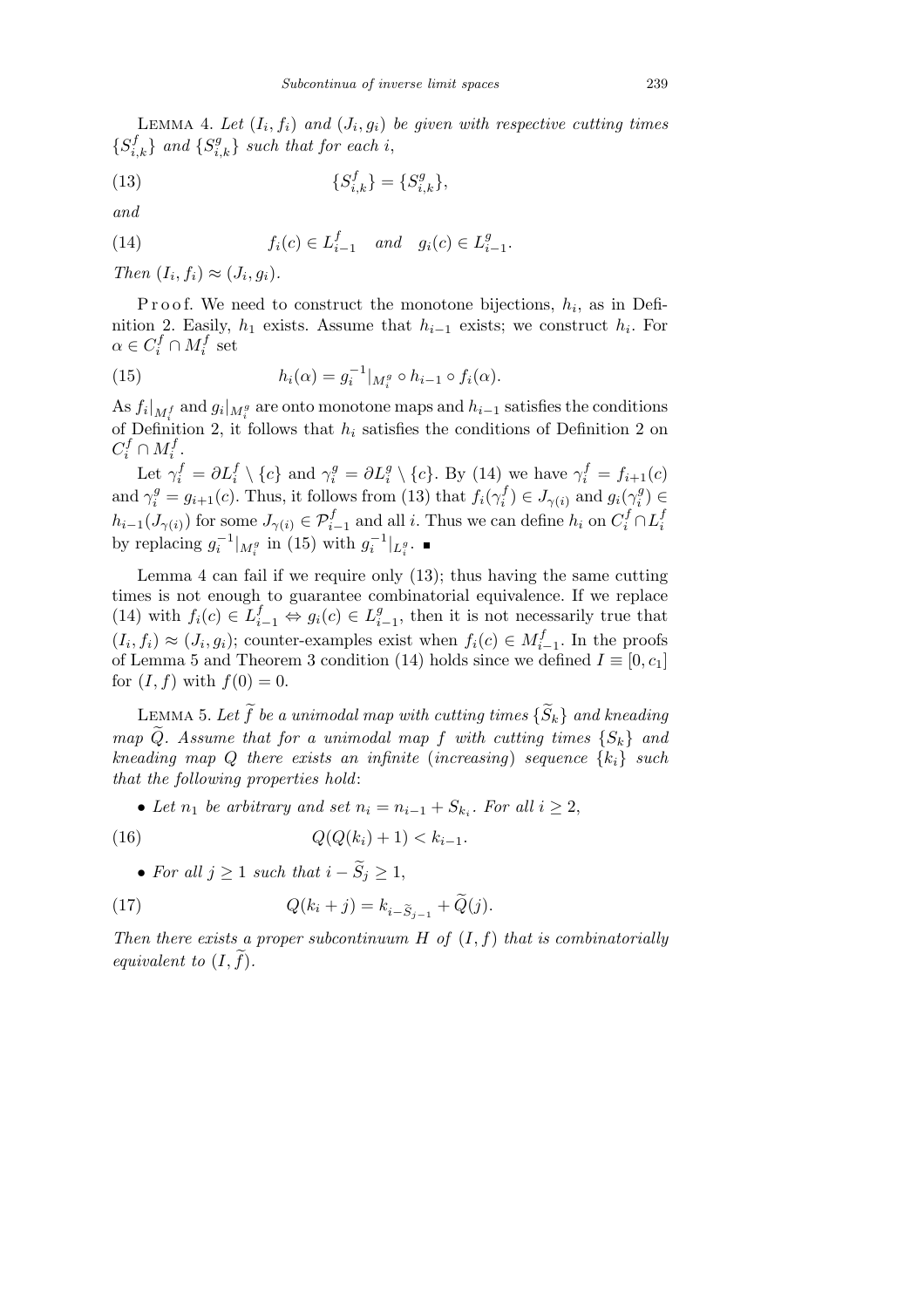LEMMA 4. *Let $(I_i, f_i)$ and $(J_i, g_i)$ be given with respective cutting times $\{S^f_{i,k}\}$ and $\{S^g_{i,k}\}$ such that for each $i$,*

$$\{S^f_{i,k}\} = \{S^g_{i,k}\}, \tag{13}$$

*and*

$$f_i(c) \in L^f_{i-1} \quad \text{and} \quad g_i(c) \in L^g_{i-1}. \tag{14}$$

*Then $(I_i, f_i) \approx (J_i, g_i)$.*

Proof. We need to construct the monotone bijections, $h_i$, as in Definition 2. Easily, $h_1$ exists. Assume that $h_{i-1}$ exists; we construct $h_i$. For $\alpha \in C^f_i \cap M^f_i$ set

$$h_i(\alpha) = g_i^{-1}|_{M^g_i} \circ h_{i-1} \circ f_i(\alpha). \tag{15}$$

As $f_i|_{M^f_i}$ and $g_i|_{M^g_i}$ are onto monotone maps and $h_{i-1}$ satisfies the conditions of Definition 2, it follows that $h_i$ satisfies the conditions of Definition 2 on $C^f_i \cap M^f_i$.

Let $\gamma^f_i = \partial L^f_i \setminus \{c\}$ and $\gamma^g_i = \partial L^g_i \setminus \{c\}$. By (14) we have $\gamma^f_i = f_{i+1}(c)$ and $\gamma^g_i = g_{i+1}(c)$. Thus, it follows from (13) that $f_i(\gamma^f_i) \in J_{\gamma(i)}$ and $g_i(\gamma^g_i) \in h_{i-1}(J_{\gamma(i)})$ for some $J_{\gamma(i)} \in \mathcal{P}^f_{i-1}$ and all $i$. Thus we can define $h_i$ on $C^f_i \cap L^f_i$ by replacing $g_i^{-1}|_{M^g_i}$ in (15) with $g_i^{-1}|_{L^g_i}$. ∎

Lemma 4 can fail if we require only (13); thus having the same cutting times is not enough to guarantee combinatorial equivalence. If we replace (14) with $f_i(c) \in L^f_{i-1} \Leftrightarrow g_i(c) \in L^g_{i-1}$, then it is not necessarily true that $(I_i, f_i) \approx (J_i, g_i)$; counter-examples exist when $f_i(c) \in M^f_{i-1}$. In the proofs of Lemma 5 and Theorem 3 condition (14) holds since we defined $I \equiv [0, c_1]$ for $(I, f)$ with $f(0) = 0$.

LEMMA 5. *Let $\widetilde{f}$ be a unimodal map with cutting times $\{\widetilde{S}_k\}$ and kneading map $\widetilde{Q}$. Assume that for a unimodal map $f$ with cutting times $\{S_k\}$ and kneading map $Q$ there exists an infinite* (*increasing*) *sequence $\{k_i\}$ such that the following properties hold*:

- *Let $n_1$ be arbitrary and set $n_i = n_{i-1} + S_{k_i}$. For all $i \geq 2$,*

$$Q(Q(k_i) + 1) < k_{i-1}. \tag{16}$$

- *For all $j \geq 1$ such that $i - \widetilde{S}_j \geq 1$,*

$$Q(k_i + j) = k_{i-\widetilde{S}_{j-1}} + \widetilde{Q}(j). \tag{17}$$

*Then there exists a proper subcontinuum $H$ of $(I, f)$ that is combinatorially equivalent to $(I, \widetilde{f})$.*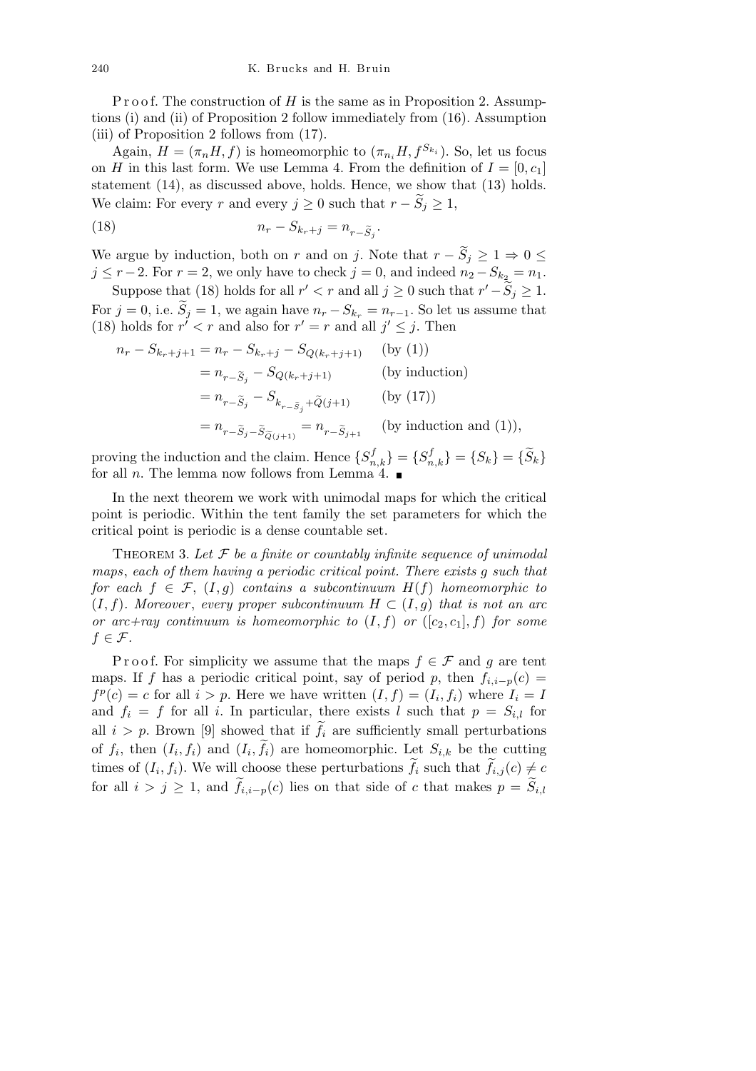P r o o f. The construction of $H$ is the same as in Proposition 2. Assumptions (i) and (ii) of Proposition 2 follow immediately from (16). Assumption (iii) of Proposition 2 follows from (17).

Again, $H = (\pi_n H, f)$ is homeomorphic to $(\pi_{n_i} H, f^{S_{k_i}})$. So, let us focus on $H$ in this last form. We use Lemma 4. From the definition of $I = [0, c_1]$ statement (14), as discussed above, holds. Hence, we show that (13) holds. We claim: For every $r$ and every $j \geq 0$ such that $r - \widetilde{S}_j \geq 1$,

$$n_r - S_{k_r + j} = n_{r - \widetilde{S}_j}. \tag{18}$$

We argue by induction, both on $r$ and on $j$. Note that $r - \widetilde{S}_j \geq 1 \Rightarrow 0 \leq j \leq r - 2$. For $r = 2$, we only have to check $j = 0$, and indeed $n_2 - S_{k_2} = n_1$.

Suppose that (18) holds for all $r' < r$ and all $j \geq 0$ such that $r' - \widetilde{S}_j \geq 1$. For $j = 0$, i.e. $\widetilde{S}_j = 1$, we again have $n_r - S_{k_r} = n_{r-1}$. So let us assume that (18) holds for $r' < r$ and also for $r' = r$ and all $j' \leq j$. Then

$$\begin{aligned}
n_r - S_{k_r+j+1} &= n_r - S_{k_r+j} - S_{Q(k_r+j+1)} && \text{(by (1))} \\
&= n_{r-\widetilde{S}_j} - S_{Q(k_r+j+1)} && \text{(by induction)} \\
&= n_{r-\widetilde{S}_j} - S_{k_{r-\widetilde{S}_j} + \widetilde{Q}(j+1)} && \text{(by (17))} \\
&= n_{r-\widetilde{S}_j - \widetilde{S}_{\widetilde{Q}(j+1)}} = n_{r-\widetilde{S}_{j+1}} && \text{(by induction and (1))},
\end{aligned}$$

proving the induction and the claim. Hence $\{S^f_{n,k}\} = \{S^f_{n,k}\} = \{S_k\} = \{\widetilde{S}_k\}$ for all $n$. The lemma now follows from Lemma 4. ■

In the next theorem we work with unimodal maps for which the critical point is periodic. Within the tent family the set parameters for which the critical point is periodic is a dense countable set.

THEOREM 3. *Let $\mathcal{F}$ be a finite or countably infinite sequence of unimodal maps, each of them having a periodic critical point. There exists $g$ such that for each $f \in \mathcal{F}$, $(I, g)$ contains a subcontinuum $H(f)$ homeomorphic to $(I, f)$. Moreover, every proper subcontinuum $H \subset (I, g)$ that is not an arc or arc+ray continuum is homeomorphic to $(I, f)$ or $([c_2, c_1], f)$ for some $f \in \mathcal{F}$.*

P r o o f. For simplicity we assume that the maps $f \in \mathcal{F}$ and $g$ are tent maps. If $f$ has a periodic critical point, say of period $p$, then $f_{i,i-p}(c) = f^p(c) = c$ for all $i > p$. Here we have written $(I, f) = (I_i, f_i)$ where $I_i = I$ and $f_i = f$ for all $i$. In particular, there exists $l$ such that $p = S_{i,l}$ for all $i > p$. Brown [9] showed that if $\widetilde{f}_i$ are sufficiently small perturbations of $f_i$, then $(I_i, f_i)$ and $(I_i, \widetilde{f}_i)$ are homeomorphic. Let $S_{i,k}$ be the cutting times of $(I_i, f_i)$. We will choose these perturbations $\widetilde{f}_i$ such that $\widetilde{f}_{i,j}(c) \neq c$ for all $i > j \geq 1$, and $\widetilde{f}_{i,i-p}(c)$ lies on that side of $c$ that makes $p = \widetilde{S}_{i,l}$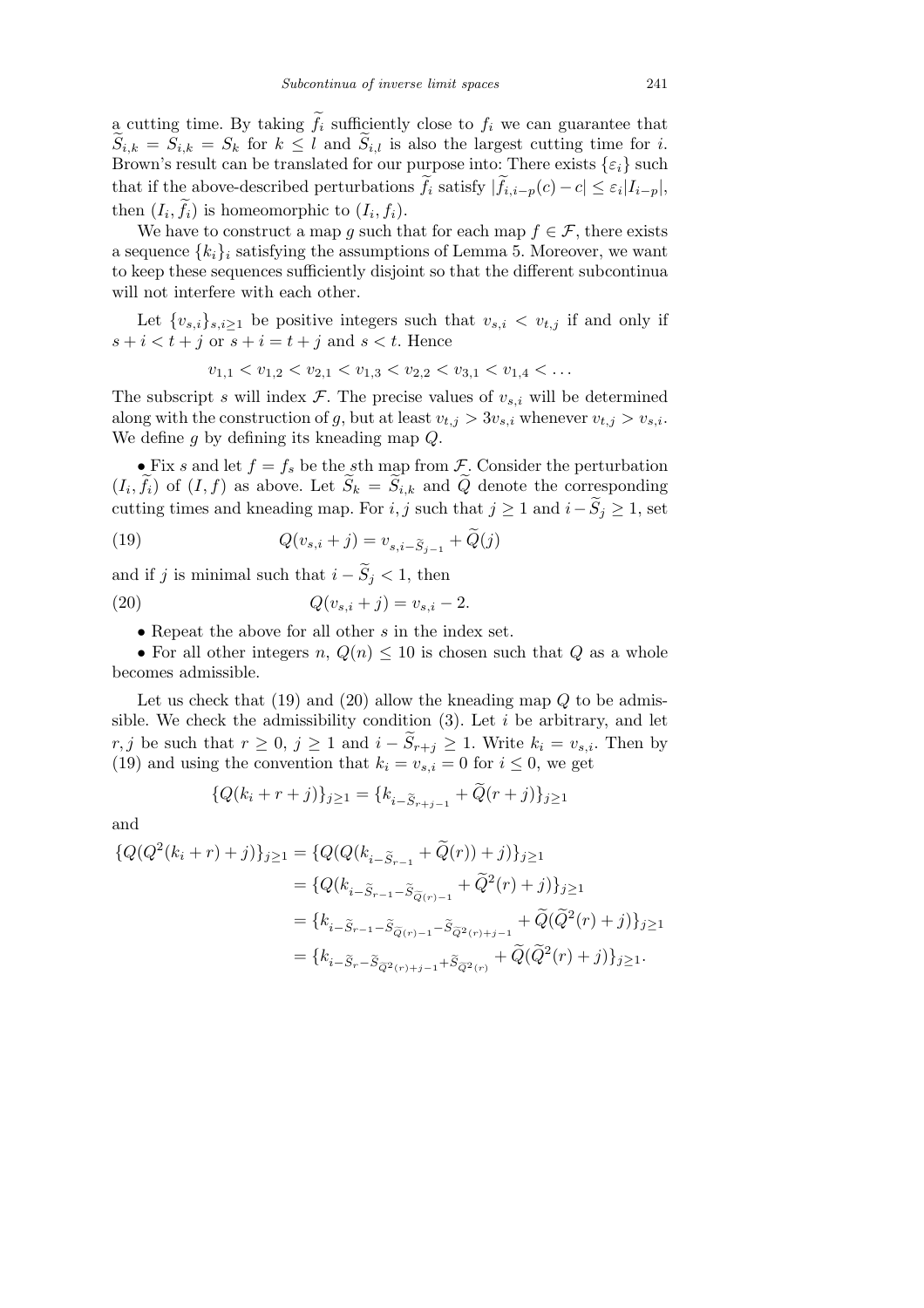a cutting time. By taking $\widetilde{f}_i$ sufficiently close to $f_i$ we can guarantee that $\widetilde{S}_{i,k} = S_{i,k} = S_k$ for $k \le l$ and $\widetilde{S}_{i,l}$ is also the largest cutting time for $i$. Brown's result can be translated for our purpose into: There exists $\{\varepsilon_i\}$ such that if the above-described perturbations $\widetilde{f}_i$ satisfy $|\widetilde{f}_{i,i-p}(c) - c| \le \varepsilon_i |I_{i-p}|$, then $(I_i, \widetilde{f}_i)$ is homeomorphic to $(I_i, f_i)$.

We have to construct a map $g$ such that for each map $f \in \mathcal{F}$, there exists a sequence $\{k_i\}_i$ satisfying the assumptions of Lemma 5. Moreover, we want to keep these sequences sufficiently disjoint so that the different subcontinua will not interfere with each other.

Let $\{v_{s,i}\}_{s,i\ge1}$ be positive integers such that $v_{s,i} < v_{t,j}$ if and only if $s + i < t + j$ or $s + i = t + j$ and $s < t$. Hence

$$v_{1,1} < v_{1,2} < v_{2,1} < v_{1,3} < v_{2,2} < v_{3,1} < v_{1,4} < \ldots$$

The subscript $s$ will index $\mathcal{F}$. The precise values of $v_{s,i}$ will be determined along with the construction of $g$, but at least $v_{t,j} > 3v_{s,i}$ whenever $v_{t,j} > v_{s,i}$. We define $g$ by defining its kneading map $Q$.

- Fix $s$ and let $f = f_s$ be the $s$th map from $\mathcal{F}$. Consider the perturbation $(I_i, \widetilde{f}_i)$ of $(I, f)$ as above. Let $\widetilde{S}_k = \widetilde{S}_{i,k}$ and $\widetilde{Q}$ denote the corresponding cutting times and kneading map. For $i, j$ such that $j \ge 1$ and $i - \widetilde{S}_j \ge 1$, set

$$Q(v_{s,i} + j) = v_{s,i-\widetilde{S}_{j-1}} + \widetilde{Q}(j) \tag{19}$$

and if $j$ is minimal such that $i - \widetilde{S}_j < 1$, then

$$Q(v_{s,i} + j) = v_{s,i} - 2. \tag{20}$$

- Repeat the above for all other $s$ in the index set.
- For all other integers $n$, $Q(n) \le 10$ is chosen such that $Q$ as a whole becomes admissible.

Let us check that (19) and (20) allow the kneading map $Q$ to be admissible. We check the admissibility condition (3). Let $i$ be arbitrary, and let $r, j$ be such that $r \ge 0$, $j \ge 1$ and $i - \widetilde{S}_{r+j} \ge 1$. Write $k_i = v_{s,i}$. Then by (19) and using the convention that $k_i = v_{s,i} = 0$ for $i \le 0$, we get

$$\{Q(k_i + r + j)\}_{j\ge1} = \{k_{i-\widetilde{S}_{r+j-1}} + \widetilde{Q}(r + j)\}_{j\ge1}$$

and

$$\begin{aligned}
\{Q(Q^2(k_i + r) + j)\}_{j\ge1} &= \{Q(Q(k_{i-\widetilde{S}_{r-1}} + \widetilde{Q}(r)) + j)\}_{j\ge1} \\
&= \{Q(k_{i-\widetilde{S}_{r-1}-\widetilde{S}_{\widetilde{Q}(r)-1}} + \widetilde{Q}^2(r) + j)\}_{j\ge1} \\
&= \{k_{i-\widetilde{S}_{r-1}-\widetilde{S}_{\widetilde{Q}(r)-1}-\widetilde{S}_{\widetilde{Q}^2(r)+j-1}} + \widetilde{Q}(\widetilde{Q}^2(r) + j)\}_{j\ge1} \\
&= \{k_{i-\widetilde{S}_r-\widetilde{S}_{\widetilde{Q}^2(r)+j-1}+\widetilde{S}_{\widetilde{Q}^2(r)}} + \widetilde{Q}(\widetilde{Q}^2(r) + j)\}_{j\ge1}.
\end{aligned}$$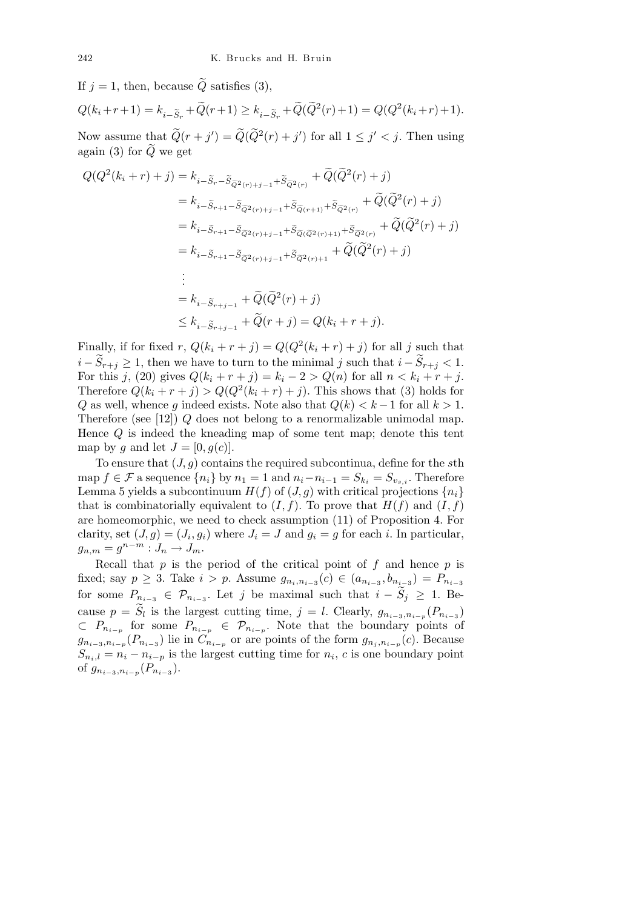If $j = 1$, then, because $\widetilde{Q}$ satisfies (3),

$$Q(k_i+r+1) = k_{i-\widetilde{S}_r} + \widetilde{Q}(r+1) \geq k_{i-\widetilde{S}_r} + \widetilde{Q}(\widetilde{Q}^2(r)+1) = Q(Q^2(k_i+r)+1).$$

Now assume that $\widetilde{Q}(r+j') = \widetilde{Q}(\widetilde{Q}^2(r)+j')$ for all $1 \leq j' < j$. Then using again (3) for $\widetilde{Q}$ we get

$$\begin{aligned}
Q(Q^2(k_i+r)+j) &= k_{i-\widetilde{S}_r - \widetilde{S}_{\widetilde{Q}^2(r)+j-1} + \widetilde{S}_{\widetilde{Q}^2(r)}} + \widetilde{Q}(\widetilde{Q}^2(r)+j) \\
&= k_{i-\widetilde{S}_{r+1} - \widetilde{S}_{\widetilde{Q}^2(r)+j-1} + \widetilde{S}_{\widetilde{Q}(r+1)} + \widetilde{S}_{\widetilde{Q}^2(r)}} + \widetilde{Q}(\widetilde{Q}^2(r)+j) \\
&= k_{i-\widetilde{S}_{r+1} - \widetilde{S}_{\widetilde{Q}^2(r)+j-1} + \widetilde{S}_{\widetilde{Q}(\widetilde{Q}^2(r)+1)} + \widetilde{S}_{\widetilde{Q}^2(r)}} + \widetilde{Q}(\widetilde{Q}^2(r)+j) \\
&= k_{i-\widetilde{S}_{r+1} - \widetilde{S}_{\widetilde{Q}^2(r)+j-1} + \widetilde{S}_{\widetilde{Q}^2(r)+1}} + \widetilde{Q}(\widetilde{Q}^2(r)+j) \\
&\;\;\vdots \\
&= k_{i-\widetilde{S}_{r+j-1}} + \widetilde{Q}(\widetilde{Q}^2(r)+j) \\
&\leq k_{i-\widetilde{S}_{r+j-1}} + \widetilde{Q}(r+j) = Q(k_i+r+j).
\end{aligned}$$

Finally, if for fixed $r$, $Q(k_i+r+j) = Q(Q^2(k_i+r)+j)$ for all $j$ such that $i - \widetilde{S}_{r+j} \geq 1$, then we have to turn to the minimal $j$ such that $i - \widetilde{S}_{r+j} < 1$. For this $j$, (20) gives $Q(k_i+r+j) = k_i - 2 > Q(n)$ for all $n < k_i+r+j$. Therefore $Q(k_i+r+j) > Q(Q^2(k_i+r)+j)$. This shows that (3) holds for $Q$ as well, whence $g$ indeed exists. Note also that $Q(k) < k-1$ for all $k > 1$. Therefore (see [12]) $Q$ does not belong to a renormalizable unimodal map. Hence $Q$ is indeed the kneading map of some tent map; denote this tent map by $g$ and let $J = [0, g(c)]$.

To ensure that $(J, g)$ contains the required subcontinua, define for the $s$th map $f \in \mathcal{F}$ a sequence $\{n_i\}$ by $n_1 = 1$ and $n_i - n_{i-1} = S_{k_i} = S_{v_{s,i}}$. Therefore Lemma 5 yields a subcontinuum $H(f)$ of $(J, g)$ with critical projections $\{n_i\}$ that is combinatorially equivalent to $(I, f)$. To prove that $H(f)$ and $(I, f)$ are homeomorphic, we need to check assumption (11) of Proposition 4. For clarity, set $(J, g) = (J_i, g_i)$ where $J_i = J$ and $g_i = g$ for each $i$. In particular, $g_{n,m} = g^{n-m} : J_n \to J_m$.

Recall that $p$ is the period of the critical point of $f$ and hence $p$ is fixed; say $p \geq 3$. Take $i > p$. Assume $g_{n_i, n_{i-3}}(c) \in (a_{n_{i-3}}, b_{n_{i-3}}) = P_{n_{i-3}}$ for some $P_{n_{i-3}} \in \mathcal{P}_{n_{i-3}}$. Let $j$ be maximal such that $i - \widetilde{S}_j \geq 1$. Because $p = \widetilde{S}_l$ is the largest cutting time, $j = l$. Clearly, $g_{n_{i-3}, n_{i-p}}(P_{n_{i-3}}) \subset P_{n_{i-p}}$ for some $P_{n_{i-p}} \in \mathcal{P}_{n_{i-p}}$. Note that the boundary points of $g_{n_{i-3}, n_{i-p}}(P_{n_{i-3}})$ lie in $C_{n_{i-p}}$ or are points of the form $g_{n_j, n_{i-p}}(c)$. Because $S_{n_i, l} = n_i - n_{i-p}$ is the largest cutting time for $n_i$, $c$ is one boundary point of $g_{n_{i-3}, n_{i-p}}(P_{n_{i-3}})$.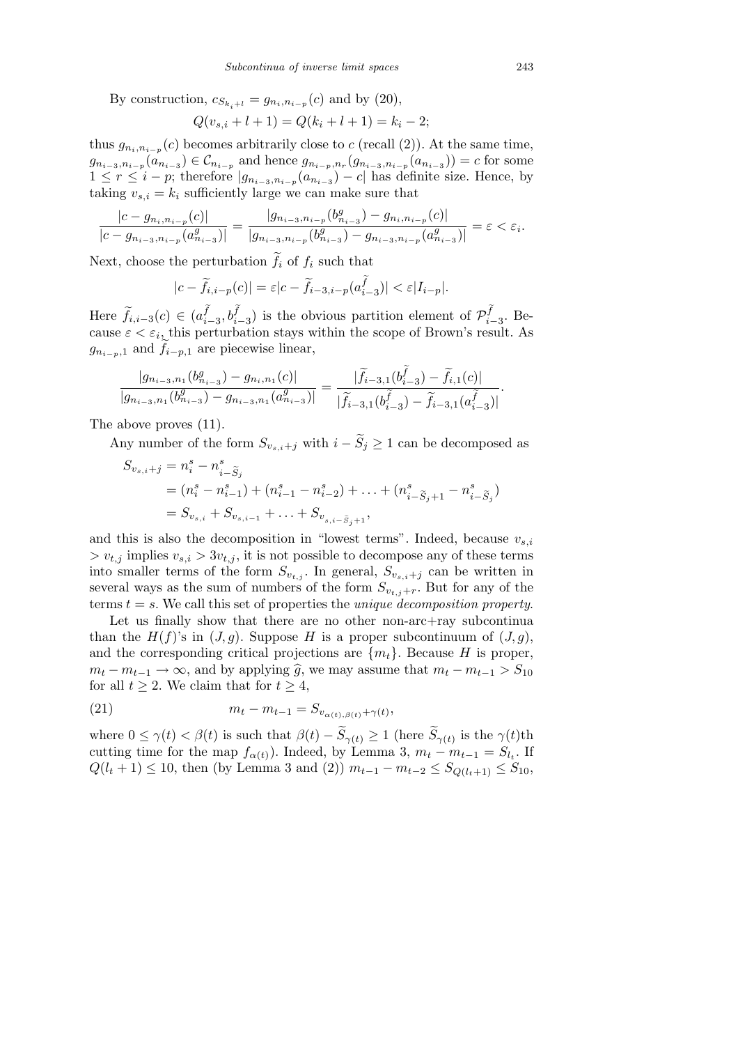By construction, $c_{S_{k_i+l}} = g_{n_i,n_{i-p}}(c)$ and by (20),

$$Q(v_{s,i}+l+1) = Q(k_i+l+1) = k_i - 2;$$

thus $g_{n_i,n_{i-p}}(c)$ becomes arbitrarily close to $c$ (recall (2)). At the same time, $g_{n_{i-3},n_{i-p}}(a_{n_{i-3}}) \in \mathcal{C}_{n_{i-p}}$ and hence $g_{n_{i-p},n_r}(g_{n_{i-3},n_{i-p}}(a_{n_{i-3}})) = c$ for some $1 \le r \le i-p$; therefore $|g_{n_{i-3},n_{i-p}}(a_{n_{i-3}}) - c|$ has definite size. Hence, by taking $v_{s,i} = k_i$ sufficiently large we can make sure that

$$\frac{|c - g_{n_i,n_{i-p}}(c)|}{|c - g_{n_{i-3},n_{i-p}}(a^g_{n_{i-3}})|} = \frac{|g_{n_{i-3},n_{i-p}}(b^g_{n_{i-3}}) - g_{n_i,n_{i-p}}(c)|}{|g_{n_{i-3},n_{i-p}}(b^g_{n_{i-3}}) - g_{n_{i-3},n_{i-p}}(a^g_{n_{i-3}})|} = \varepsilon < \varepsilon_i.$$

Next, choose the perturbation $\widetilde{f}_i$ of $f_i$ such that

$$|c - \widetilde{f}_{i,i-p}(c)| = \varepsilon |c - \widetilde{f}_{i-3,i-p}(a^{\widetilde{f}}_{i-3})| < \varepsilon |I_{i-p}|.$$

Here $\widetilde{f}_{i,i-3}(c) \in (a^{\widetilde{f}}_{i-3}, b^{\widetilde{f}}_{i-3})$ is the obvious partition element of $\mathcal{P}^{\widetilde{f}}_{i-3}$. Because $\varepsilon < \varepsilon_i$, this perturbation stays within the scope of Brown's result. As $g_{n_{i-p},1}$ and $\widetilde{f}_{i-p,1}$ are piecewise linear,

$$\frac{|g_{n_{i-3},n_1}(b^g_{n_{i-3}}) - g_{n_i,n_1}(c)|}{|g_{n_{i-3},n_1}(b^g_{n_{i-3}}) - g_{n_{i-3},n_1}(a^g_{n_{i-3}})|} = \frac{|\widetilde{f}_{i-3,1}(b^{\widetilde{f}}_{i-3}) - \widetilde{f}_{i,1}(c)|}{|\widetilde{f}_{i-3,1}(b^{\widetilde{f}}_{i-3}) - \widetilde{f}_{i-3,1}(a^{\widetilde{f}}_{i-3})|}.$$

The above proves (11).

Any number of the form $S_{v_{s,i}+j}$ with $i - \widetilde{S}_j \ge 1$ can be decomposed as

$$\begin{aligned} S_{v_{s,i}+j} &= n^s_i - n^s_{i-\widetilde{S}_j} \\ &= (n^s_i - n^s_{i-1}) + (n^s_{i-1} - n^s_{i-2}) + \ldots + (n^s_{i-\widetilde{S}_j+1} - n^s_{i-\widetilde{S}_j}) \\ &= S_{v_{s,i}} + S_{v_{s,i-1}} + \ldots + S_{v_{s,i-\widetilde{S}_j+1}}, \end{aligned}$$

and this is also the decomposition in "lowest terms". Indeed, because $v_{s,i} > v_{t,j}$ implies $v_{s,i} > 3v_{t,j}$, it is not possible to decompose any of these terms into smaller terms of the form $S_{v_{t,j}}$. In general, $S_{v_{s,i}+j}$ can be written in several ways as the sum of numbers of the form $S_{v_{t,j}+r}$. But for any of the terms $t = s$. We call this set of properties the *unique decomposition property*.

Let us finally show that there are no other non-arc+ray subcontinua than the $H(f)$'s in $(J,g)$. Suppose $H$ is a proper subcontinuum of $(J,g)$, and the corresponding critical projections are $\{m_t\}$. Because $H$ is proper, $m_t - m_{t-1} \to \infty$, and by applying $\widehat{g}$, we may assume that $m_t - m_{t-1} > S_{10}$ for all $t \ge 2$. We claim that for $t \ge 4$,

$$m_t - m_{t-1} = S_{v_{\alpha(t),\beta(t)}+\gamma(t)}, \tag{21}$$

where $0 \le \gamma(t) < \beta(t)$ is such that $\beta(t) - \widetilde{S}_{\gamma(t)} \ge 1$ (here $\widetilde{S}_{\gamma(t)}$ is the $\gamma(t)$th cutting time for the map $f_{\alpha(t)}$). Indeed, by Lemma 3, $m_t - m_{t-1} = S_{l_t}$. If $Q(l_t+1) \le 10$, then (by Lemma 3 and (2)) $m_{t-1} - m_{t-2} \le S_{Q(l_t+1)} \le S_{10}$,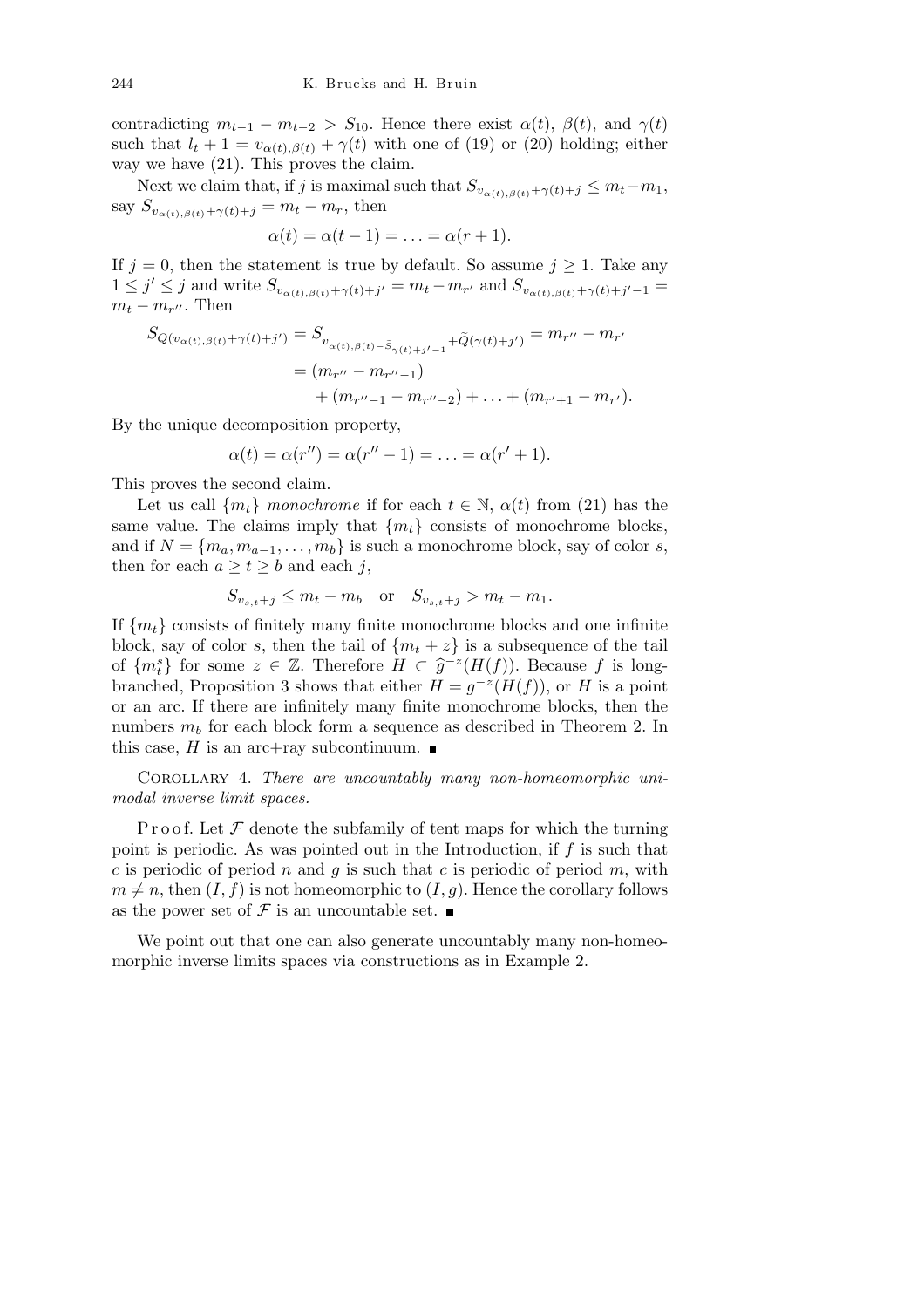contradicting $m_{t-1} - m_{t-2} > S_{10}$. Hence there exist $\alpha(t)$, $\beta(t)$, and $\gamma(t)$ such that $l_t + 1 = v_{\alpha(t),\beta(t)} + \gamma(t)$ with one of (19) or (20) holding; either way we have (21). This proves the claim.

Next we claim that, if $j$ is maximal such that $S_{v_{\alpha(t),\beta(t)}+\gamma(t)+j} \le m_t - m_1$, say $S_{v_{\alpha(t),\beta(t)}+\gamma(t)+j} = m_t - m_r$, then

$$\alpha(t) = \alpha(t-1) = \ldots = \alpha(r+1).$$

If $j = 0$, then the statement is true by default. So assume $j \ge 1$. Take any $1 \le j' \le j$ and write $S_{v_{\alpha(t),\beta(t)}+\gamma(t)+j'} = m_t - m_{r'}$ and $S_{v_{\alpha(t),\beta(t)}+\gamma(t)+j'-1} = m_t - m_{r''}$. Then

$$\begin{aligned} S_{Q(v_{\alpha(t),\beta(t)}+\gamma(t)+j')} &= S_{v_{\alpha(t),\beta(t)-\tilde{S}_{\gamma(t)+j'-1}}+\tilde{Q}(\gamma(t)+j')} = m_{r''} - m_{r'} \\ &= (m_{r''} - m_{r''-1}) \\ &\quad + (m_{r''-1} - m_{r''-2}) + \ldots + (m_{r'+1} - m_{r'}). \end{aligned}$$

By the unique decomposition property,

$$\alpha(t) = \alpha(r'') = \alpha(r''-1) = \ldots = \alpha(r'+1).$$

This proves the second claim.

Let us call $\{m_t\}$ *monochrome* if for each $t \in \mathbb{N}$, $\alpha(t)$ from (21) has the same value. The claims imply that $\{m_t\}$ consists of monochrome blocks, and if $N = \{m_a, m_{a-1}, \ldots, m_b\}$ is such a monochrome block, say of color $s$, then for each $a \ge t \ge b$ and each $j$,

$$S_{v_{s,t}+j} \le m_t - m_b \quad \text{or} \quad S_{v_{s,t}+j} > m_t - m_1.$$

If $\{m_t\}$ consists of finitely many finite monochrome blocks and one infinite block, say of color $s$, then the tail of $\{m_t + z\}$ is a subsequence of the tail of $\{m_t^s\}$ for some $z \in \mathbb{Z}$. Therefore $H \subset \widehat{g}^{-z}(H(f))$. Because $f$ is long-branched, Proposition 3 shows that either $H = g^{-z}(H(f))$, or $H$ is a point or an arc. If there are infinitely many finite monochrome blocks, then the numbers $m_b$ for each block form a sequence as described in Theorem 2. In this case, $H$ is an arc+ray subcontinuum. ∎

Corollary 4. *There are uncountably many non-homeomorphic unimodal inverse limit spaces.*

Proof. Let $\mathcal{F}$ denote the subfamily of tent maps for which the turning point is periodic. As was pointed out in the Introduction, if $f$ is such that $c$ is periodic of period $n$ and $g$ is such that $c$ is periodic of period $m$, with $m \ne n$, then $(I, f)$ is not homeomorphic to $(I, g)$. Hence the corollary follows as the power set of $\mathcal{F}$ is an uncountable set. ∎

We point out that one can also generate uncountably many non-homeomorphic inverse limits spaces via constructions as in Example 2.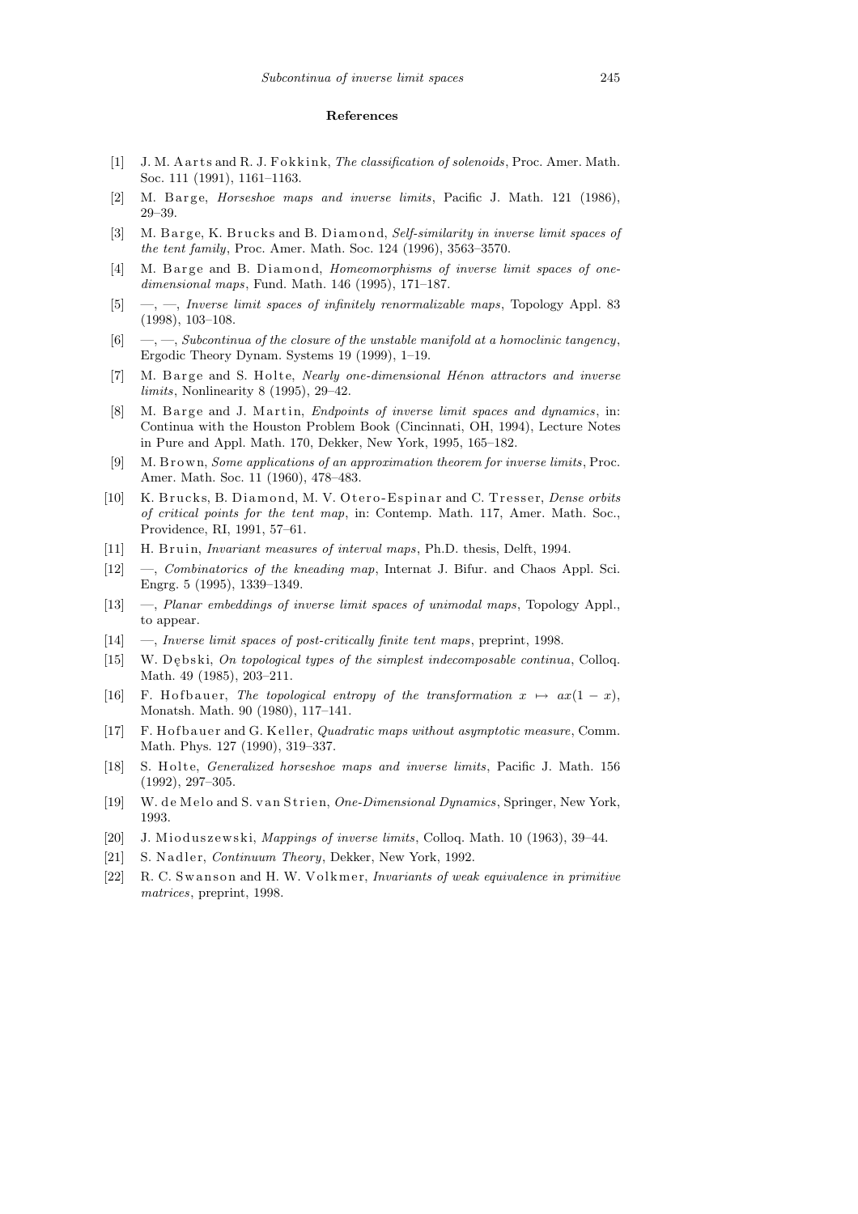## References

[1] J. M. Aarts and R. J. Fokkink, *The classification of solenoids*, Proc. Amer. Math. Soc. 111 (1991), 1161–1163.

[2] M. Barge, *Horseshoe maps and inverse limits*, Pacific J. Math. 121 (1986), 29–39.

[3] M. Barge, K. Brucks and B. Diamond, *Self-similarity in inverse limit spaces of the tent family*, Proc. Amer. Math. Soc. 124 (1996), 3563–3570.

[4] M. Barge and B. Diamond, *Homeomorphisms of inverse limit spaces of one-dimensional maps*, Fund. Math. 146 (1995), 171–187.

[5] —, —, *Inverse limit spaces of infinitely renormalizable maps*, Topology Appl. 83 (1998), 103–108.

[6] —, —, *Subcontinua of the closure of the unstable manifold at a homoclinic tangency*, Ergodic Theory Dynam. Systems 19 (1999), 1–19.

[7] M. Barge and S. Holte, *Nearly one-dimensional Hénon attractors and inverse limits*, Nonlinearity 8 (1995), 29–42.

[8] M. Barge and J. Martin, *Endpoints of inverse limit spaces and dynamics*, in: Continua with the Houston Problem Book (Cincinnati, OH, 1994), Lecture Notes in Pure and Appl. Math. 170, Dekker, New York, 1995, 165–182.

[9] M. Brown, *Some applications of an approximation theorem for inverse limits*, Proc. Amer. Math. Soc. 11 (1960), 478–483.

[10] K. Brucks, B. Diamond, M. V. Otero-Espinar and C. Tresser, *Dense orbits of critical points for the tent map*, in: Contemp. Math. 117, Amer. Math. Soc., Providence, RI, 1991, 57–61.

[11] H. Bruin, *Invariant measures of interval maps*, Ph.D. thesis, Delft, 1994.

[12] —, *Combinatorics of the kneading map*, Internat J. Bifur. and Chaos Appl. Sci. Engrg. 5 (1995), 1339–1349.

[13] —, *Planar embeddings of inverse limit spaces of unimodal maps*, Topology Appl., to appear.

[14] —, *Inverse limit spaces of post-critically finite tent maps*, preprint, 1998.

[15] W. Dębski, *On topological types of the simplest indecomposable continua*, Colloq. Math. 49 (1985), 203–211.

[16] F. Hofbauer, *The topological entropy of the transformation $x \mapsto ax(1-x)$*, Monatsh. Math. 90 (1980), 117–141.

[17] F. Hofbauer and G. Keller, *Quadratic maps without asymptotic measure*, Comm. Math. Phys. 127 (1990), 319–337.

[18] S. Holte, *Generalized horseshoe maps and inverse limits*, Pacific J. Math. 156 (1992), 297–305.

[19] W. de Melo and S. van Strien, *One-Dimensional Dynamics*, Springer, New York, 1993.

[20] J. Mioduszewski, *Mappings of inverse limits*, Colloq. Math. 10 (1963), 39–44.

[21] S. Nadler, *Continuum Theory*, Dekker, New York, 1992.

[22] R. C. Swanson and H. W. Volkmer, *Invariants of weak equivalence in primitive matrices*, preprint, 1998.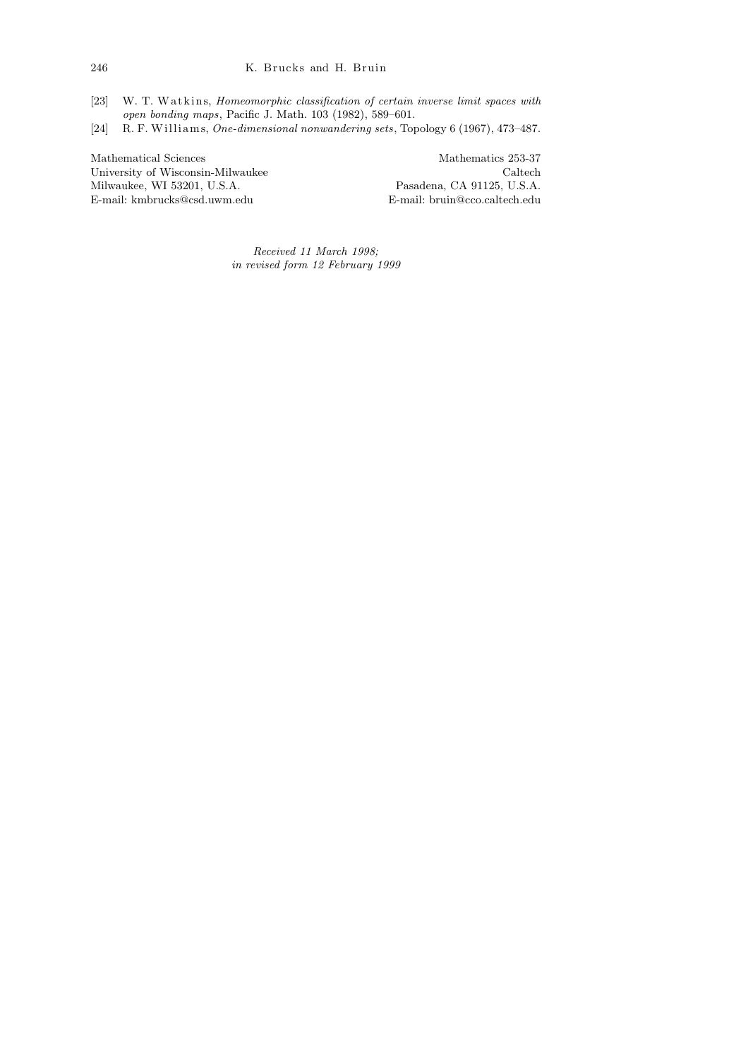[23] W. T. Watkins, *Homeomorphic classification of certain inverse limit spaces with open bonding maps*, Pacific J. Math. 103 (1982), 589–601.

[24] R. F. Williams, *One-dimensional nonwandering sets*, Topology 6 (1967), 473–487.

Mathematical Sciences
University of Wisconsin-Milwaukee
Milwaukee, WI 53201, U.S.A.
E-mail: kmbrucks@csd.uwm.edu

Mathematics 253-37
Caltech
Pasadena, CA 91125, U.S.A.
E-mail: bruin@cco.caltech.edu

*Received 11 March 1998;*
*in revised form 12 February 1999*